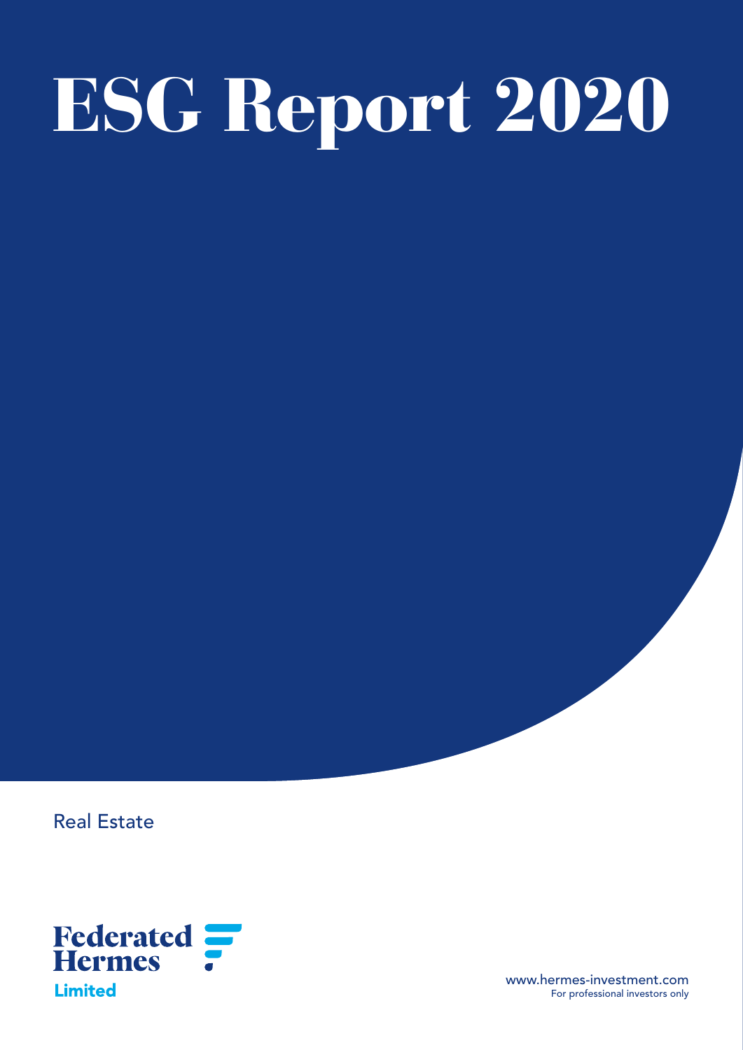# ESG Report 2020

Real Estate

Federated Hermes

Limited

www.hermes-investment.com

For professional investors only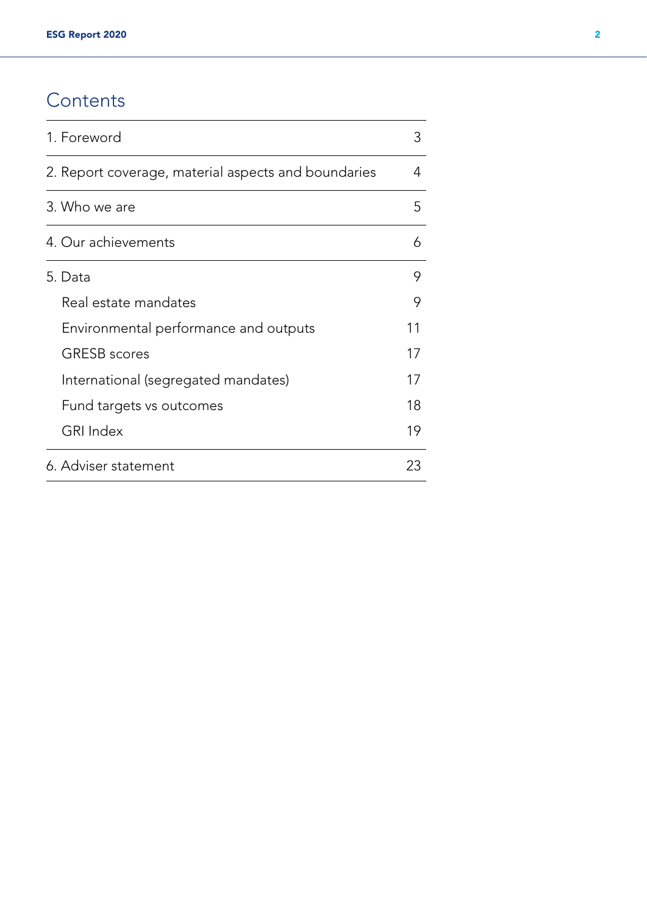# Contents

| | |
|---|---|
| 1. Foreword | 3 |
| 2. Report coverage, material aspects and boundaries | 4 |
| 3. Who we are | 5 |
| 4. Our achievements | 6 |
| 5. Data | 9 |
| Real estate mandates | 9 |
| Environmental performance and outputs | 11 |
| GRESB scores | 17 |
| International (segregated mandates) | 17 |
| Fund targets vs outcomes | 18 |
| GRI Index | 19 |
| 6. Adviser statement | 23 |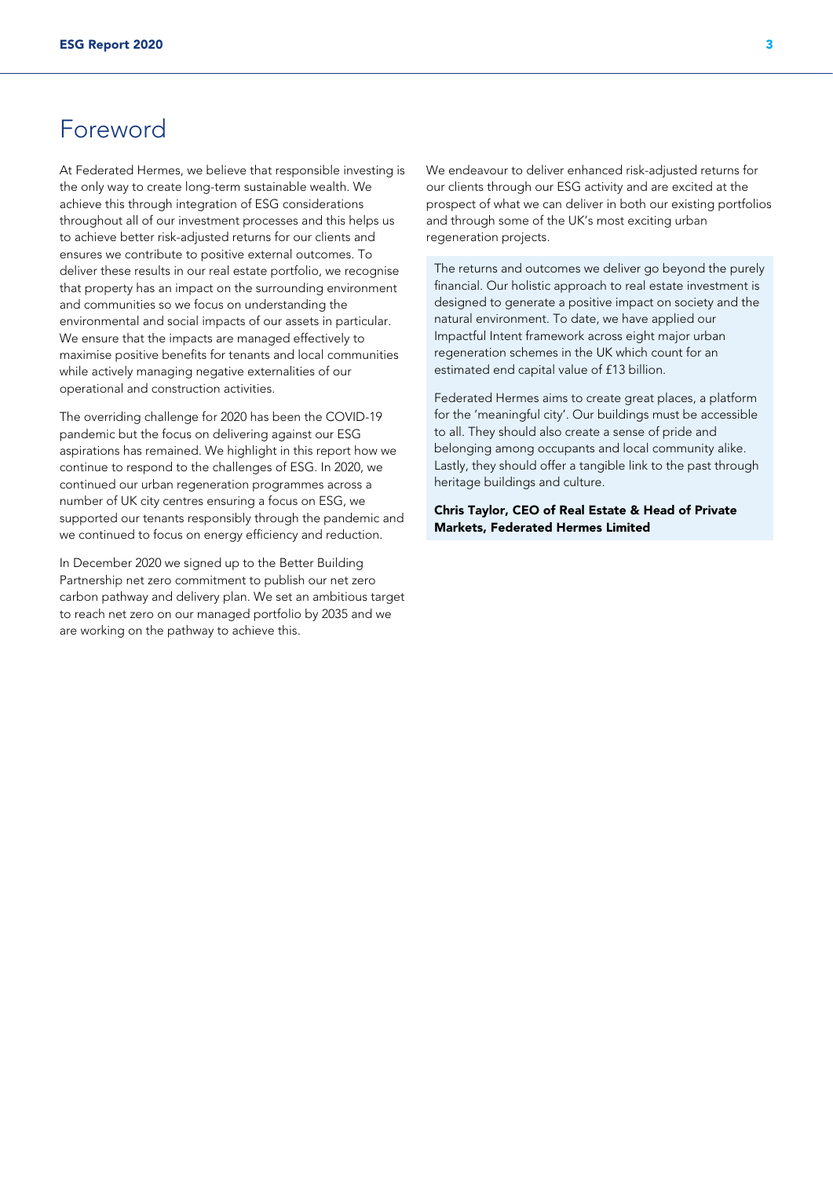# Foreword

At Federated Hermes, we believe that responsible investing is the only way to create long-term sustainable wealth. We achieve this through integration of ESG considerations throughout all of our investment processes and this helps us to achieve better risk-adjusted returns for our clients and ensures we contribute to positive external outcomes. To deliver these results in our real estate portfolio, we recognise that property has an impact on the surrounding environment and communities so we focus on understanding the environmental and social impacts of our assets in particular. We ensure that the impacts are managed effectively to maximise positive benefits for tenants and local communities while actively managing negative externalities of our operational and construction activities.

The overriding challenge for 2020 has been the COVID-19 pandemic but the focus on delivering against our ESG aspirations has remained. We highlight in this report how we continue to respond to the challenges of ESG. In 2020, we continued our urban regeneration programmes across a number of UK city centres ensuring a focus on ESG, we supported our tenants responsibly through the pandemic and we continued to focus on energy efficiency and reduction.

In December 2020 we signed up to the Better Building Partnership net zero commitment to publish our net zero carbon pathway and delivery plan. We set an ambitious target to reach net zero on our managed portfolio by 2035 and we are working on the pathway to achieve this.

We endeavour to deliver enhanced risk-adjusted returns for our clients through our ESG activity and are excited at the prospect of what we can deliver in both our existing portfolios and through some of the UK's most exciting urban regeneration projects.

The returns and outcomes we deliver go beyond the purely financial. Our holistic approach to real estate investment is designed to generate a positive impact on society and the natural environment. To date, we have applied our Impactful Intent framework across eight major urban regeneration schemes in the UK which count for an estimated end capital value of £13 billion.

Federated Hermes aims to create great places, a platform for the 'meaningful city'. Our buildings must be accessible to all. They should also create a sense of pride and belonging among occupants and local community alike. Lastly, they should offer a tangible link to the past through heritage buildings and culture.

**Chris Taylor, CEO of Real Estate & Head of Private Markets, Federated Hermes Limited**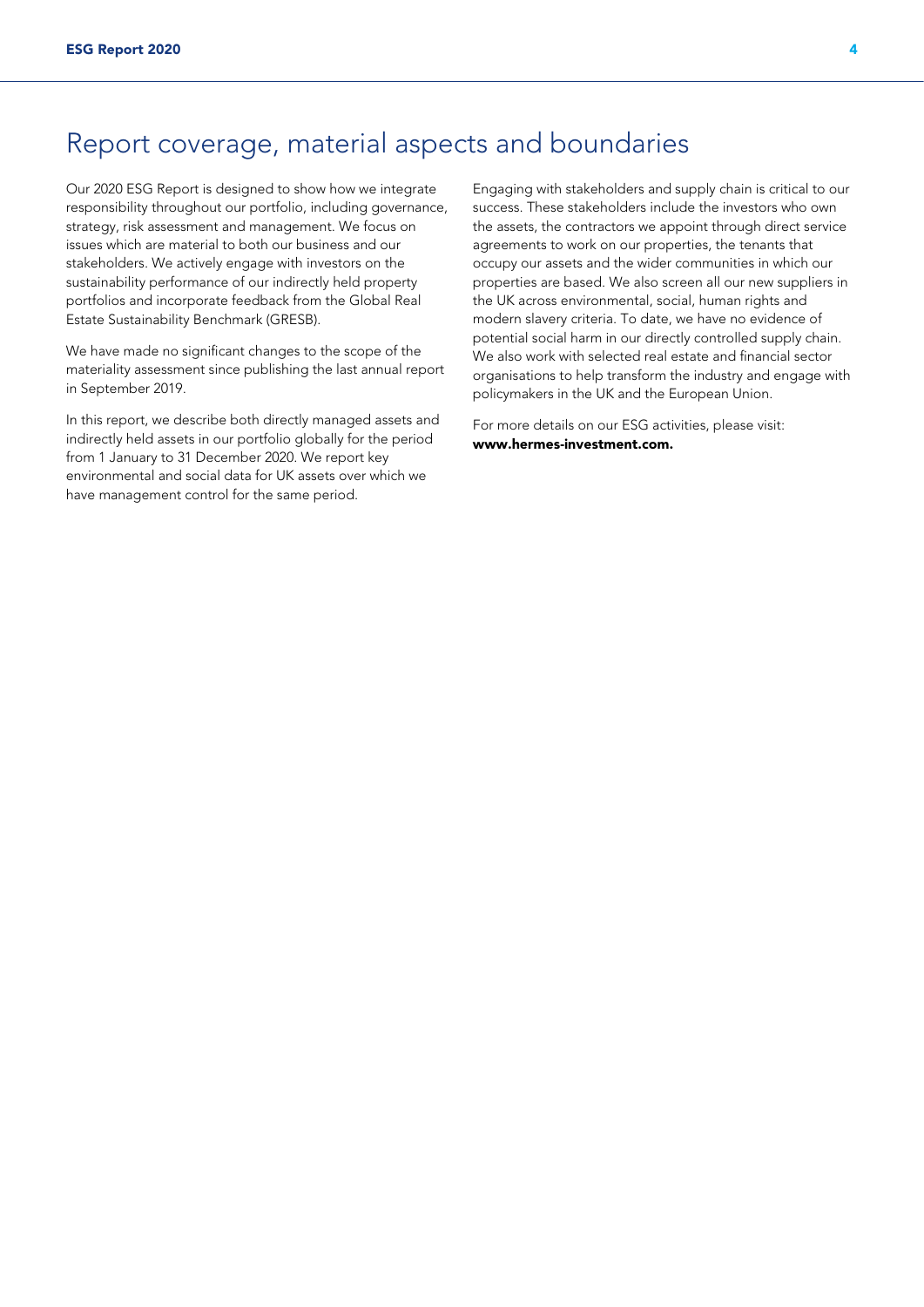# Report coverage, material aspects and boundaries

Our 2020 ESG Report is designed to show how we integrate responsibility throughout our portfolio, including governance, strategy, risk assessment and management. We focus on issues which are material to both our business and our stakeholders. We actively engage with investors on the sustainability performance of our indirectly held property portfolios and incorporate feedback from the Global Real Estate Sustainability Benchmark (GRESB).

We have made no significant changes to the scope of the materiality assessment since publishing the last annual report in September 2019.

In this report, we describe both directly managed assets and indirectly held assets in our portfolio globally for the period from 1 January to 31 December 2020. We report key environmental and social data for UK assets over which we have management control for the same period.

Engaging with stakeholders and supply chain is critical to our success. These stakeholders include the investors who own the assets, the contractors we appoint through direct service agreements to work on our properties, the tenants that occupy our assets and the wider communities in which our properties are based. We also screen all our new suppliers in the UK across environmental, social, human rights and modern slavery criteria. To date, we have no evidence of potential social harm in our directly controlled supply chain. We also work with selected real estate and financial sector organisations to help transform the industry and engage with policymakers in the UK and the European Union.

For more details on our ESG activities, please visit: **www.hermes-investment.com.**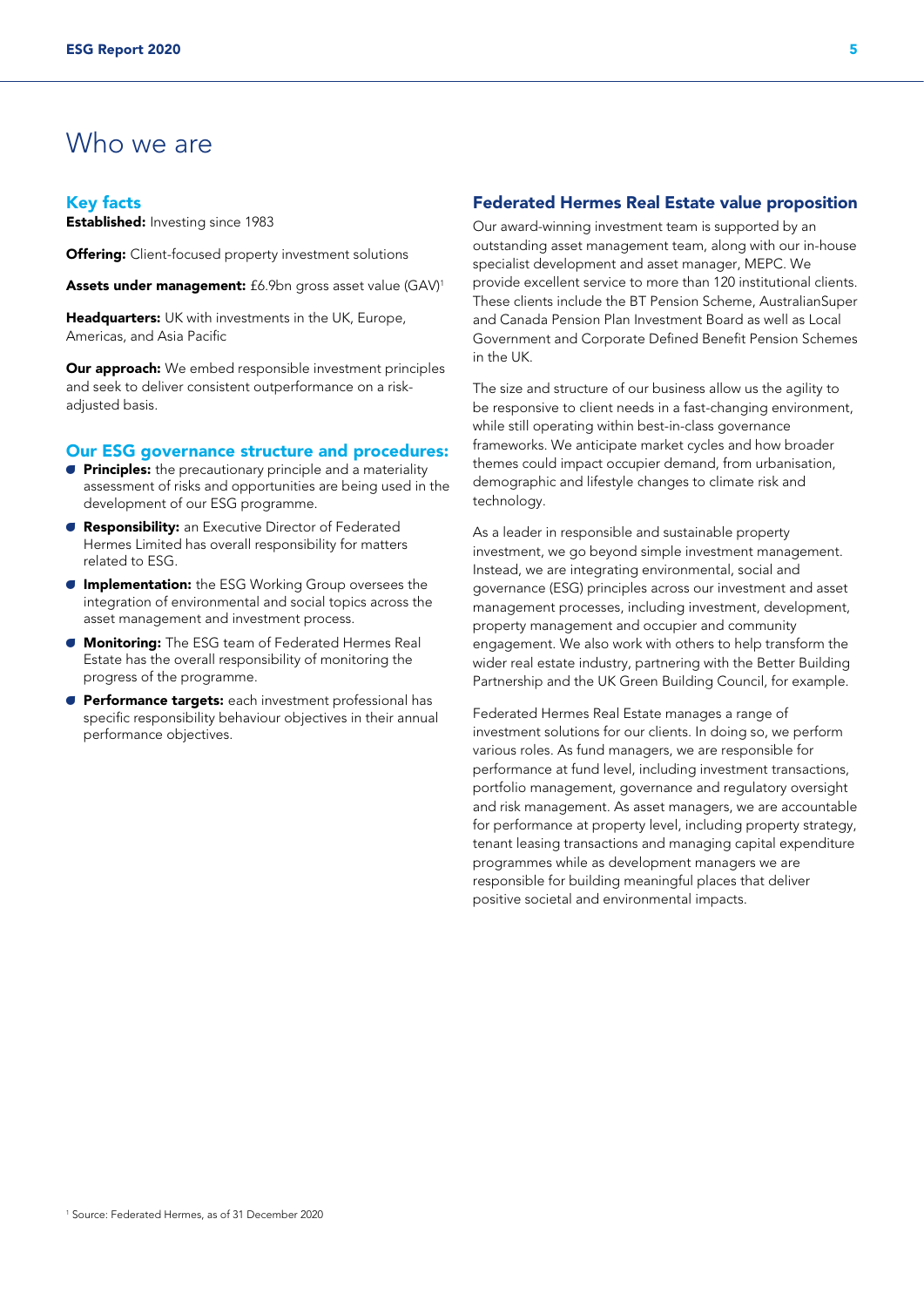# Who we are

## Key facts

**Established:** Investing since 1983

**Offering:** Client-focused property investment solutions

**Assets under management:** £6.9bn gross asset value (GAV)[1]

**Headquarters:** UK with investments in the UK, Europe, Americas, and Asia Pacific

**Our approach:** We embed responsible investment principles and seek to deliver consistent outperformance on a risk-adjusted basis.

## Our ESG governance structure and procedures:

- **Principles:** the precautionary principle and a materiality assessment of risks and opportunities are being used in the development of our ESG programme.
- **Responsibility:** an Executive Director of Federated Hermes Limited has overall responsibility for matters related to ESG.
- **Implementation:** the ESG Working Group oversees the integration of environmental and social topics across the asset management and investment process.
- **Monitoring:** The ESG team of Federated Hermes Real Estate has the overall responsibility of monitoring the progress of the programme.
- **Performance targets:** each investment professional has specific responsibility behaviour objectives in their annual performance objectives.

## Federated Hermes Real Estate value proposition

Our award-winning investment team is supported by an outstanding asset management team, along with our in-house specialist development and asset manager, MEPC. We provide excellent service to more than 120 institutional clients. These clients include the BT Pension Scheme, AustralianSuper and Canada Pension Plan Investment Board as well as Local Government and Corporate Defined Benefit Pension Schemes in the UK.

The size and structure of our business allow us the agility to be responsive to client needs in a fast-changing environment, while still operating within best-in-class governance frameworks. We anticipate market cycles and how broader themes could impact occupier demand, from urbanisation, demographic and lifestyle changes to climate risk and technology.

As a leader in responsible and sustainable property investment, we go beyond simple investment management. Instead, we are integrating environmental, social and governance (ESG) principles across our investment and asset management processes, including investment, development, property management and occupier and community engagement. We also work with others to help transform the wider real estate industry, partnering with the Better Building Partnership and the UK Green Building Council, for example.

Federated Hermes Real Estate manages a range of investment solutions for our clients. In doing so, we perform various roles. As fund managers, we are responsible for performance at fund level, including investment transactions, portfolio management, governance and regulatory oversight and risk management. As asset managers, we are accountable for performance at property level, including property strategy, tenant leasing transactions and managing capital expenditure programmes while as development managers we are responsible for building meaningful places that deliver positive societal and environmental impacts.

[1] Source: Federated Hermes, as of 31 December 2020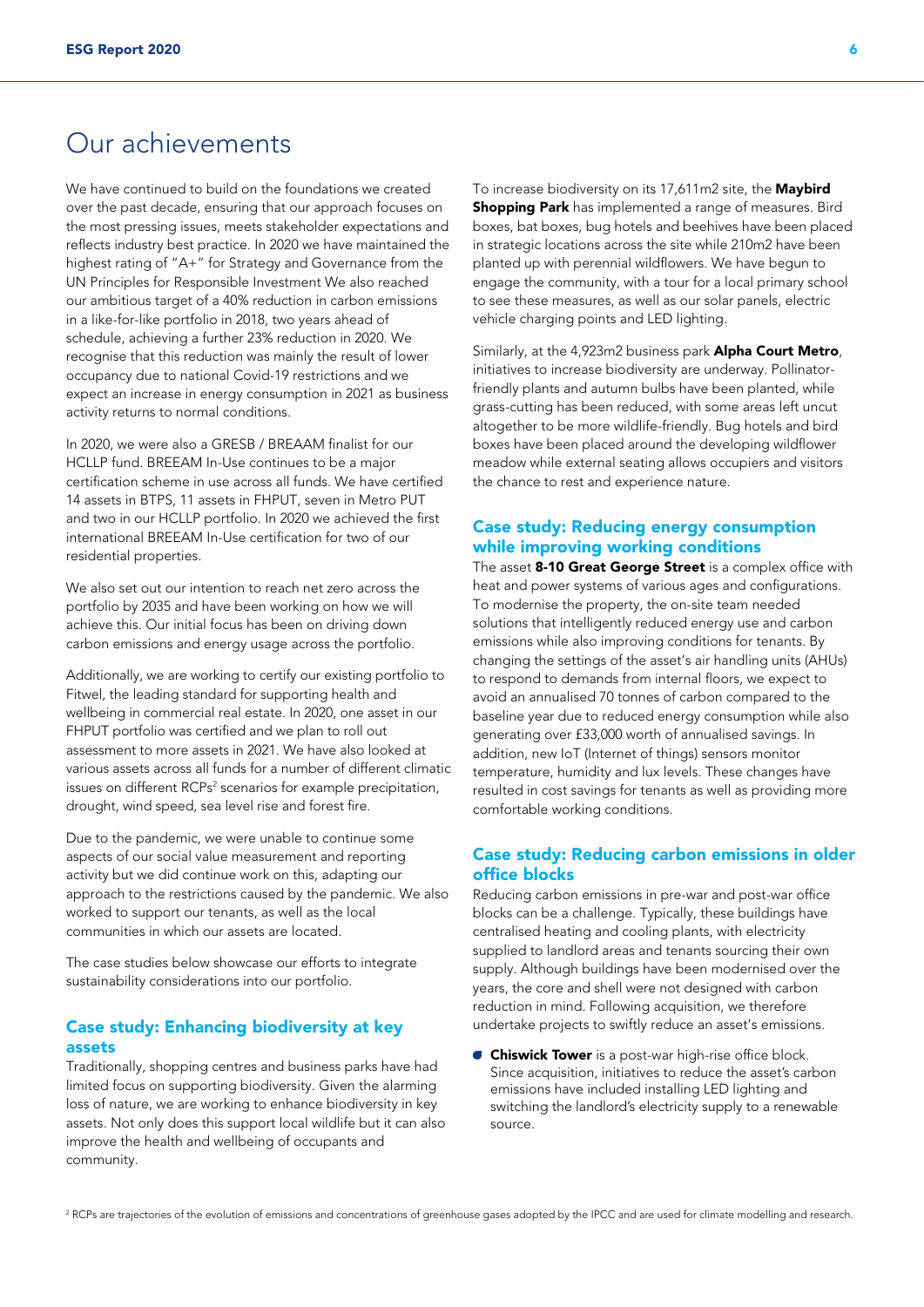# Our achievements

We have continued to build on the foundations we created over the past decade, ensuring that our approach focuses on the most pressing issues, meets stakeholder expectations and reflects industry best practice. In 2020 we have maintained the highest rating of "A+" for Strategy and Governance from the UN Principles for Responsible Investment We also reached our ambitious target of a 40% reduction in carbon emissions in a like-for-like portfolio in 2018, two years ahead of schedule, achieving a further 23% reduction in 2020. We recognise that this reduction was mainly the result of lower occupancy due to national Covid-19 restrictions and we expect an increase in energy consumption in 2021 as business activity returns to normal conditions.

In 2020, we were also a GRESB / BREAAM finalist for our HCLLP fund. BREEAM In-Use continues to be a major certification scheme in use across all funds. We have certified 14 assets in BTPS, 11 assets in FHPUT, seven in Metro PUT and two in our HCLLP portfolio. In 2020 we achieved the first international BREEAM In-Use certification for two of our residential properties.

We also set out our intention to reach net zero across the portfolio by 2035 and have been working on how we will achieve this. Our initial focus has been on driving down carbon emissions and energy usage across the portfolio.

Additionally, we are working to certify our existing portfolio to Fitwel, the leading standard for supporting health and wellbeing in commercial real estate. In 2020, one asset in our FHPUT portfolio was certified and we plan to roll out assessment to more assets in 2021. We have also looked at various assets across all funds for a number of different climatic issues on different RCPs[2] scenarios for example precipitation, drought, wind speed, sea level rise and forest fire.

Due to the pandemic, we were unable to continue some aspects of our social value measurement and reporting activity but we did continue work on this, adapting our approach to the restrictions caused by the pandemic. We also worked to support our tenants, as well as the local communities in which our assets are located.

The case studies below showcase our efforts to integrate sustainability considerations into our portfolio.

### Case study: Enhancing biodiversity at key assets

Traditionally, shopping centres and business parks have had limited focus on supporting biodiversity. Given the alarming loss of nature, we are working to enhance biodiversity in key assets. Not only does this support local wildlife but it can also improve the health and wellbeing of occupants and community.

To increase biodiversity on its 17,611m2 site, the **Maybird Shopping Park** has implemented a range of measures. Bird boxes, bat boxes, bug hotels and beehives have been placed in strategic locations across the site while 210m2 have been planted up with perennial wildflowers. We have begun to engage the community, with a tour for a local primary school to see these measures, as well as our solar panels, electric vehicle charging points and LED lighting.

Similarly, at the 4,923m2 business park **Alpha Court Metro**, initiatives to increase biodiversity are underway. Pollinator-friendly plants and autumn bulbs have been planted, while grass-cutting has been reduced, with some areas left uncut altogether to be more wildlife-friendly. Bug hotels and bird boxes have been placed around the developing wildflower meadow while external seating allows occupiers and visitors the chance to rest and experience nature.

### Case study: Reducing energy consumption while improving working conditions

The asset **8-10 Great George Street** is a complex office with heat and power systems of various ages and configurations. To modernise the property, the on-site team needed solutions that intelligently reduced energy use and carbon emissions while also improving conditions for tenants. By changing the settings of the asset's air handling units (AHUs) to respond to demands from internal floors, we expect to avoid an annualised 70 tonnes of carbon compared to the baseline year due to reduced energy consumption while also generating over £33,000 worth of annualised savings. In addition, new IoT (Internet of things) sensors monitor temperature, humidity and lux levels. These changes have resulted in cost savings for tenants as well as providing more comfortable working conditions.

### Case study: Reducing carbon emissions in older office blocks

Reducing carbon emissions in pre-war and post-war office blocks can be a challenge. Typically, these buildings have centralised heating and cooling plants, with electricity supplied to landlord areas and tenants sourcing their own supply. Although buildings have been modernised over the years, the core and shell were not designed with carbon reduction in mind. Following acquisition, we therefore undertake projects to swiftly reduce an asset's emissions.

- **Chiswick Tower** is a post-war high-rise office block. Since acquisition, initiatives to reduce the asset's carbon emissions have included installing LED lighting and switching the landlord's electricity supply to a renewable source.

[2] RCPs are trajectories of the evolution of emissions and concentrations of greenhouse gases adopted by the IPCC and are used for climate modelling and research.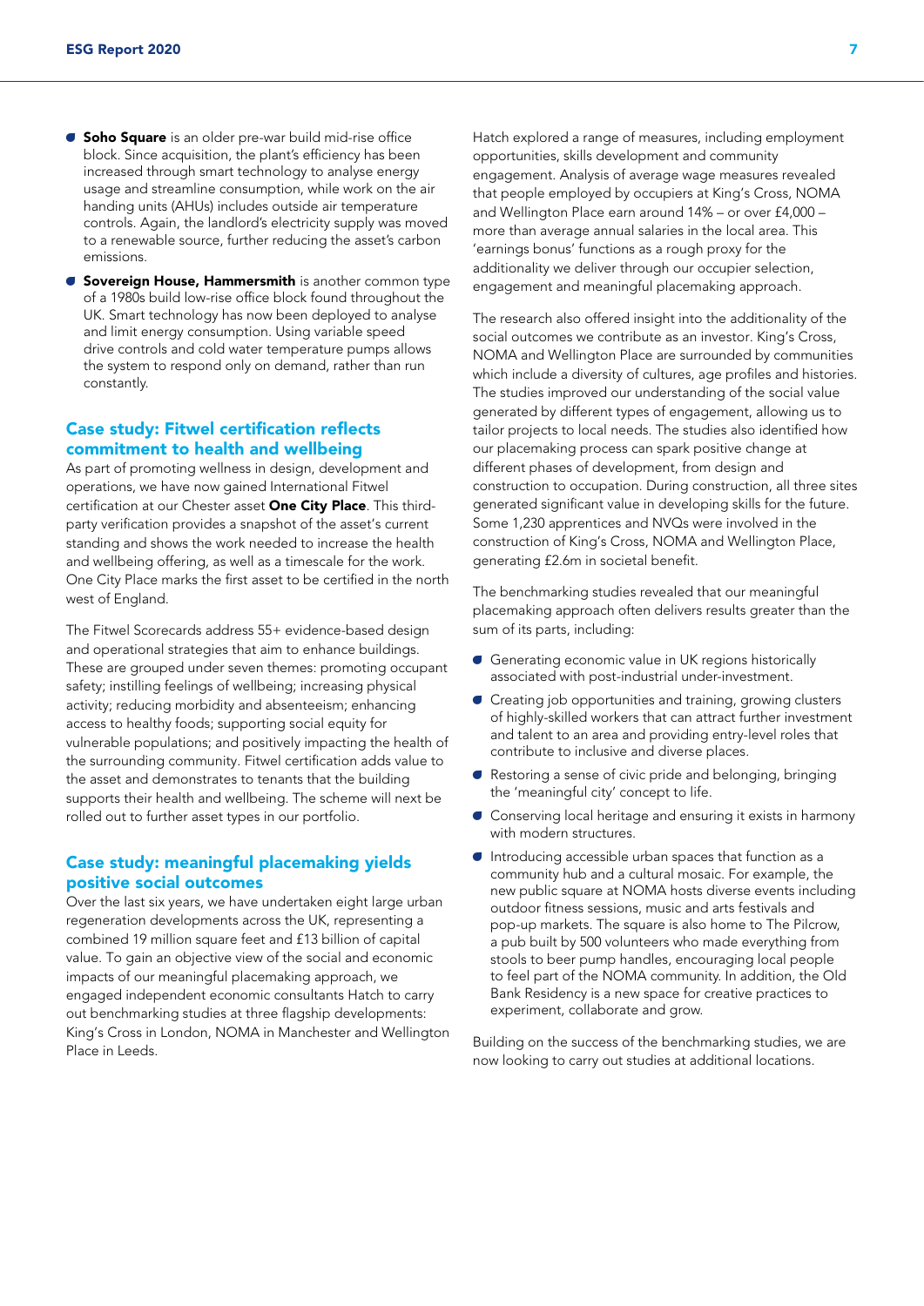- **Soho Square** is an older pre-war build mid-rise office block. Since acquisition, the plant's efficiency has been increased through smart technology to analyse energy usage and streamline consumption, while work on the air handing units (AHUs) includes outside air temperature controls. Again, the landlord's electricity supply was moved to a renewable source, further reducing the asset's carbon emissions.
- **Sovereign House, Hammersmith** is another common type of a 1980s build low-rise office block found throughout the UK. Smart technology has now been deployed to analyse and limit energy consumption. Using variable speed drive controls and cold water temperature pumps allows the system to respond only on demand, rather than run constantly.

## Case study: Fitwel certification reflects commitment to health and wellbeing

As part of promoting wellness in design, development and operations, we have now gained International Fitwel certification at our Chester asset **One City Place**. This third-party verification provides a snapshot of the asset's current standing and shows the work needed to increase the health and wellbeing offering, as well as a timescale for the work. One City Place marks the first asset to be certified in the north west of England.

The Fitwel Scorecards address 55+ evidence-based design and operational strategies that aim to enhance buildings. These are grouped under seven themes: promoting occupant safety; instilling feelings of wellbeing; increasing physical activity; reducing morbidity and absenteeism; enhancing access to healthy foods; supporting social equity for vulnerable populations; and positively impacting the health of the surrounding community. Fitwel certification adds value to the asset and demonstrates to tenants that the building supports their health and wellbeing. The scheme will next be rolled out to further asset types in our portfolio.

## Case study: meaningful placemaking yields positive social outcomes

Over the last six years, we have undertaken eight large urban regeneration developments across the UK, representing a combined 19 million square feet and £13 billion of capital value. To gain an objective view of the social and economic impacts of our meaningful placemaking approach, we engaged independent economic consultants Hatch to carry out benchmarking studies at three flagship developments: King's Cross in London, NOMA in Manchester and Wellington Place in Leeds.

Hatch explored a range of measures, including employment opportunities, skills development and community engagement. Analysis of average wage measures revealed that people employed by occupiers at King's Cross, NOMA and Wellington Place earn around 14% – or over £4,000 – more than average annual salaries in the local area. This 'earnings bonus' functions as a rough proxy for the additionality we deliver through our occupier selection, engagement and meaningful placemaking approach.

The research also offered insight into the additionality of the social outcomes we contribute as an investor. King's Cross, NOMA and Wellington Place are surrounded by communities which include a diversity of cultures, age profiles and histories. The studies improved our understanding of the social value generated by different types of engagement, allowing us to tailor projects to local needs. The studies also identified how our placemaking process can spark positive change at different phases of development, from design and construction to occupation. During construction, all three sites generated significant value in developing skills for the future. Some 1,230 apprentices and NVQs were involved in the construction of King's Cross, NOMA and Wellington Place, generating £2.6m in societal benefit.

The benchmarking studies revealed that our meaningful placemaking approach often delivers results greater than the sum of its parts, including:

- Generating economic value in UK regions historically associated with post-industrial under-investment.
- Creating job opportunities and training, growing clusters of highly-skilled workers that can attract further investment and talent to an area and providing entry-level roles that contribute to inclusive and diverse places.
- Restoring a sense of civic pride and belonging, bringing the 'meaningful city' concept to life.
- Conserving local heritage and ensuring it exists in harmony with modern structures.
- Introducing accessible urban spaces that function as a community hub and a cultural mosaic. For example, the new public square at NOMA hosts diverse events including outdoor fitness sessions, music and arts festivals and pop-up markets. The square is also home to The Pilcrow, a pub built by 500 volunteers who made everything from stools to beer pump handles, encouraging local people to feel part of the NOMA community. In addition, the Old Bank Residency is a new space for creative practices to experiment, collaborate and grow.

Building on the success of the benchmarking studies, we are now looking to carry out studies at additional locations.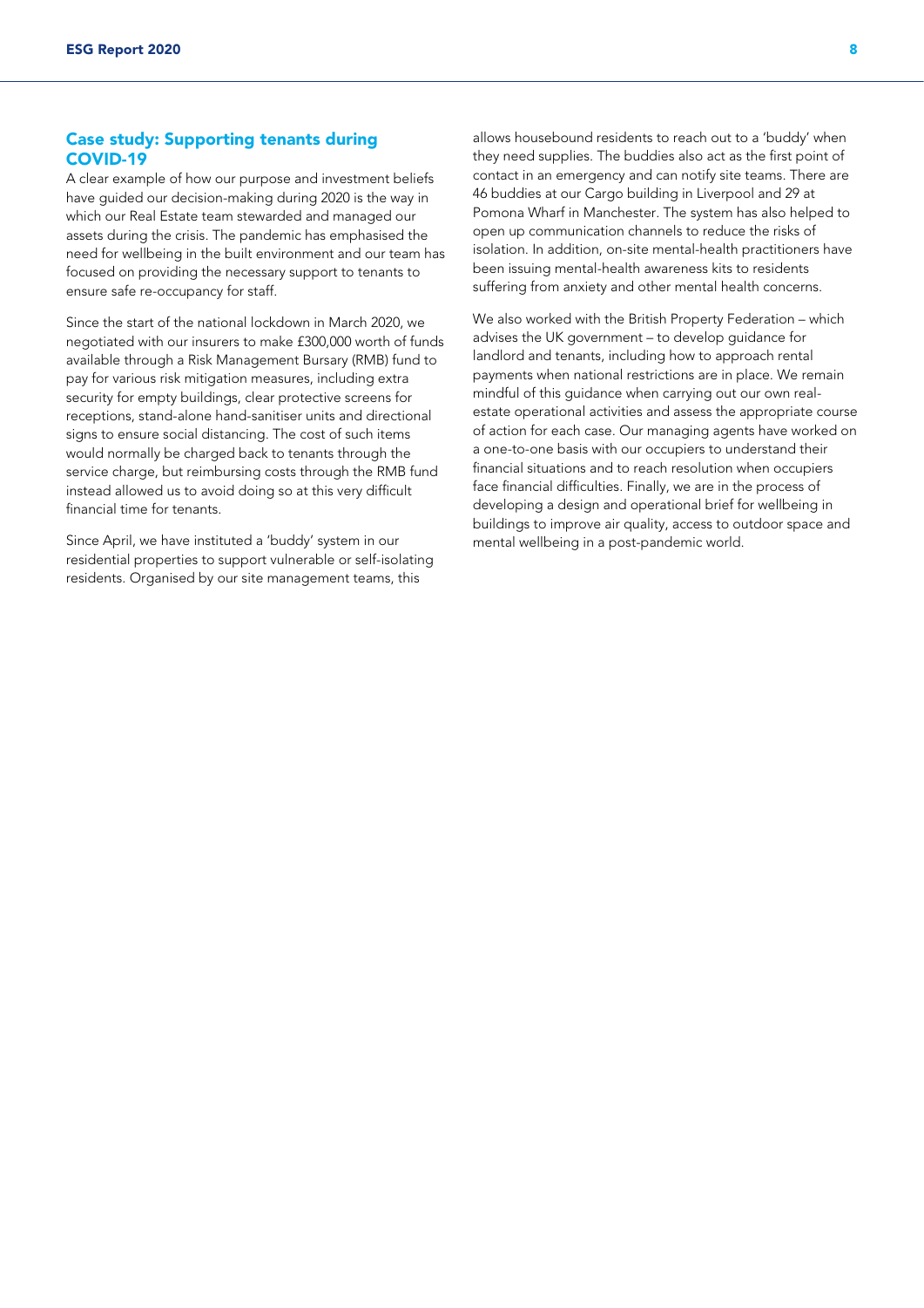## Case study: Supporting tenants during COVID-19

A clear example of how our purpose and investment beliefs have guided our decision-making during 2020 is the way in which our Real Estate team stewarded and managed our assets during the crisis. The pandemic has emphasised the need for wellbeing in the built environment and our team has focused on providing the necessary support to tenants to ensure safe re-occupancy for staff.

Since the start of the national lockdown in March 2020, we negotiated with our insurers to make £300,000 worth of funds available through a Risk Management Bursary (RMB) fund to pay for various risk mitigation measures, including extra security for empty buildings, clear protective screens for receptions, stand-alone hand-sanitiser units and directional signs to ensure social distancing. The cost of such items would normally be charged back to tenants through the service charge, but reimbursing costs through the RMB fund instead allowed us to avoid doing so at this very difficult financial time for tenants.

Since April, we have instituted a 'buddy' system in our residential properties to support vulnerable or self-isolating residents. Organised by our site management teams, this allows housebound residents to reach out to a 'buddy' when they need supplies. The buddies also act as the first point of contact in an emergency and can notify site teams. There are 46 buddies at our Cargo building in Liverpool and 29 at Pomona Wharf in Manchester. The system has also helped to open up communication channels to reduce the risks of isolation. In addition, on-site mental-health practitioners have been issuing mental-health awareness kits to residents suffering from anxiety and other mental health concerns.

We also worked with the British Property Federation – which advises the UK government – to develop guidance for landlord and tenants, including how to approach rental payments when national restrictions are in place. We remain mindful of this guidance when carrying out our own real-estate operational activities and assess the appropriate course of action for each case. Our managing agents have worked on a one-to-one basis with our occupiers to understand their financial situations and to reach resolution when occupiers face financial difficulties. Finally, we are in the process of developing a design and operational brief for wellbeing in buildings to improve air quality, access to outdoor space and mental wellbeing in a post-pandemic world.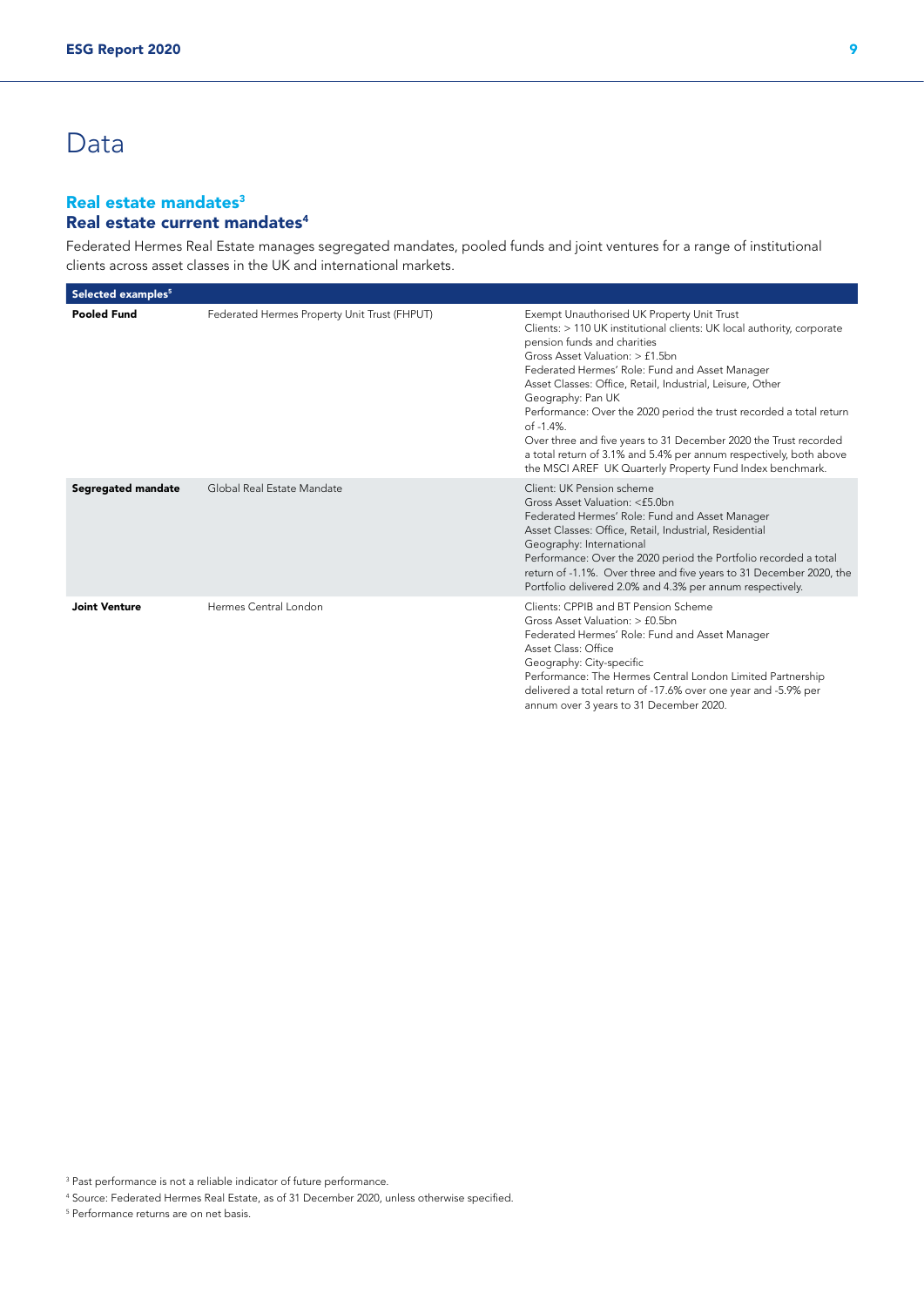# Data

## Real estate mandates[3]

### Real estate current mandates[4]

Federated Hermes Real Estate manages segregated mandates, pooled funds and joint ventures for a range of institutional clients across asset classes in the UK and international markets.

| Selected examples[5] | | |
|---|---|---|
| **Pooled Fund** | Federated Hermes Property Unit Trust (FHPUT) | Exempt Unauthorised UK Property Unit Trust<br>Clients: > 110 UK institutional clients: UK local authority, corporate pension funds and charities<br>Gross Asset Valuation: > £1.5bn<br>Federated Hermes' Role: Fund and Asset Manager<br>Asset Classes: Office, Retail, Industrial, Leisure, Other<br>Geography: Pan UK<br>Performance: Over the 2020 period the trust recorded a total return of -1.4%.<br>Over three and five years to 31 December 2020 the Trust recorded a total return of 3.1% and 5.4% per annum respectively, both above the MSCI AREF UK Quarterly Property Fund Index benchmark. |
| **Segregated mandate** | Global Real Estate Mandate | Client: UK Pension scheme<br>Gross Asset Valuation: <£5.0bn<br>Federated Hermes' Role: Fund and Asset Manager<br>Asset Classes: Office, Retail, Industrial, Residential<br>Geography: International<br>Performance: Over the 2020 period the Portfolio recorded a total return of -1.1%. Over three and five years to 31 December 2020, the Portfolio delivered 2.0% and 4.3% per annum respectively. |
| **Joint Venture** | Hermes Central London | Clients: CPPIB and BT Pension Scheme<br>Gross Asset Valuation: > £0.5bn<br>Federated Hermes' Role: Fund and Asset Manager<br>Asset Class: Office<br>Geography: City-specific<br>Performance: The Hermes Central London Limited Partnership delivered a total return of -17.6% over one year and -5.9% per annum over 3 years to 31 December 2020. |

[3] Past performance is not a reliable indicator of future performance.

[4] Source: Federated Hermes Real Estate, as of 31 December 2020, unless otherwise specified.

[5] Performance returns are on net basis.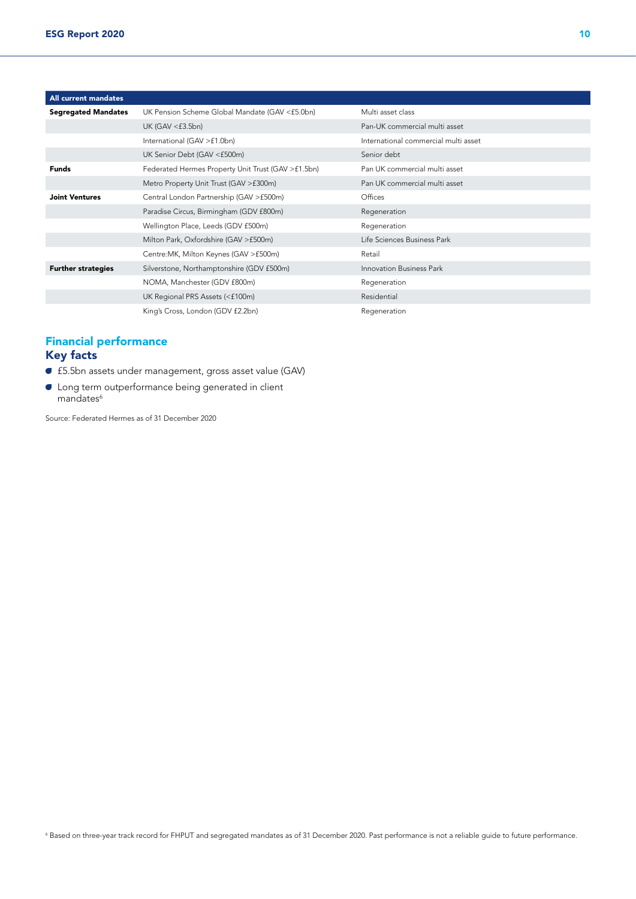| All current mandates | | |
|---|---|---|
| **Segregated Mandates** | UK Pension Scheme Global Mandate (GAV <£5.0bn) | Multi asset class |
| | UK (GAV <£3.5bn) | Pan-UK commercial multi asset |
| | International (GAV >£1.0bn) | International commercial multi asset |
| | UK Senior Debt (GAV <£500m) | Senior debt |
| **Funds** | Federated Hermes Property Unit Trust (GAV >£1.5bn) | Pan UK commercial multi asset |
| | Metro Property Unit Trust (GAV >£300m) | Pan UK commercial multi asset |
| **Joint Ventures** | Central London Partnership (GAV >£500m) | Offices |
| | Paradise Circus, Birmingham (GDV £800m) | Regeneration |
| | Wellington Place, Leeds (GDV £500m) | Regeneration |
| | Milton Park, Oxfordshire (GAV >£500m) | Life Sciences Business Park |
| | Centre:MK, Milton Keynes (GAV >£500m) | Retail |
| **Further strategies** | Silverstone, Northamptonshire (GDV £500m) | Innovation Business Park |
| | NOMA, Manchester (GDV £800m) | Regeneration |
| | UK Regional PRS Assets (<£100m) | Residential |
| | King's Cross, London (GDV £2.2bn) | Regeneration |

## Financial performance

### Key facts

- £5.5bn assets under management, gross asset value (GAV)
- Long term outperformance being generated in client mandates[6]

Source: Federated Hermes as of 31 December 2020

[6] Based on three-year track record for FHPUT and segregated mandates as of 31 December 2020. Past performance is not a reliable guide to future performance.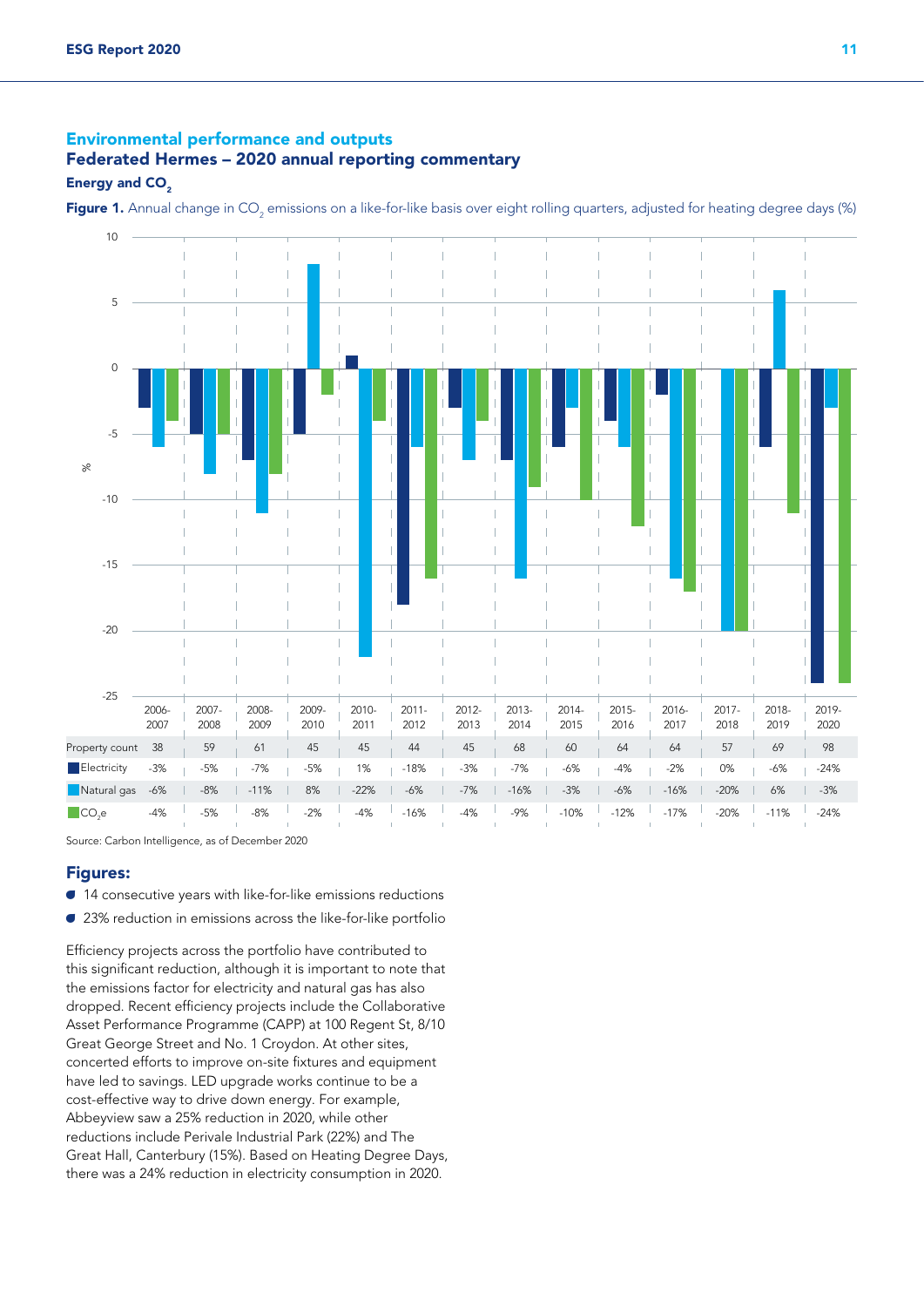## Environmental performance and outputs

### Federated Hermes – 2020 annual reporting commentary

#### Energy and $CO_2$

**Figure 1.** Annual change in $CO_2$ emissions on a like-for-like basis over eight rolling quarters, adjusted for heating degree days (%)

| | 2006-2007 | 2007-2008 | 2008-2009 | 2009-2010 | 2010-2011 | 2011-2012 | 2012-2013 | 2013-2014 | 2014-2015 | 2015-2016 | 2016-2017 | 2017-2018 | 2018-2019 | 2019-2020 |
|---|---|---|---|---|---|---|---|---|---|---|---|---|---|---|
| Property count | 38 | 59 | 61 | 45 | 45 | 44 | 45 | 68 | 60 | 64 | 64 | 57 | 69 | 98 |
| Electricity | -3% | -5% | -7% | -5% | 1% | -18% | -3% | -7% | -6% | -4% | -2% | 0% | -6% | -24% |
| Natural gas | -6% | -8% | -11% | 8% | -22% | -6% | -7% | -16% | -3% | -6% | -16% | -20% | 6% | -3% |
| $CO_2e$ | -4% | -5% | -8% | -2% | -4% | -16% | -4% | -9% | -10% | -12% | -17% | -20% | -11% | -24% |

Source: Carbon Intelligence, as of December 2020

### Figures:

- 14 consecutive years with like-for-like emissions reductions
- 23% reduction in emissions across the like-for-like portfolio

Efficiency projects across the portfolio have contributed to this significant reduction, although it is important to note that the emissions factor for electricity and natural gas has also dropped. Recent efficiency projects include the Collaborative Asset Performance Programme (CAPP) at 100 Regent St, 8/10 Great George Street and No. 1 Croydon. At other sites, concerted efforts to improve on-site fixtures and equipment have led to savings. LED upgrade works continue to be a cost-effective way to drive down energy. For example, Abbeyview saw a 25% reduction in 2020, while other reductions include Perivale Industrial Park (22%) and The Great Hall, Canterbury (15%). Based on Heating Degree Days, there was a 24% reduction in electricity consumption in 2020.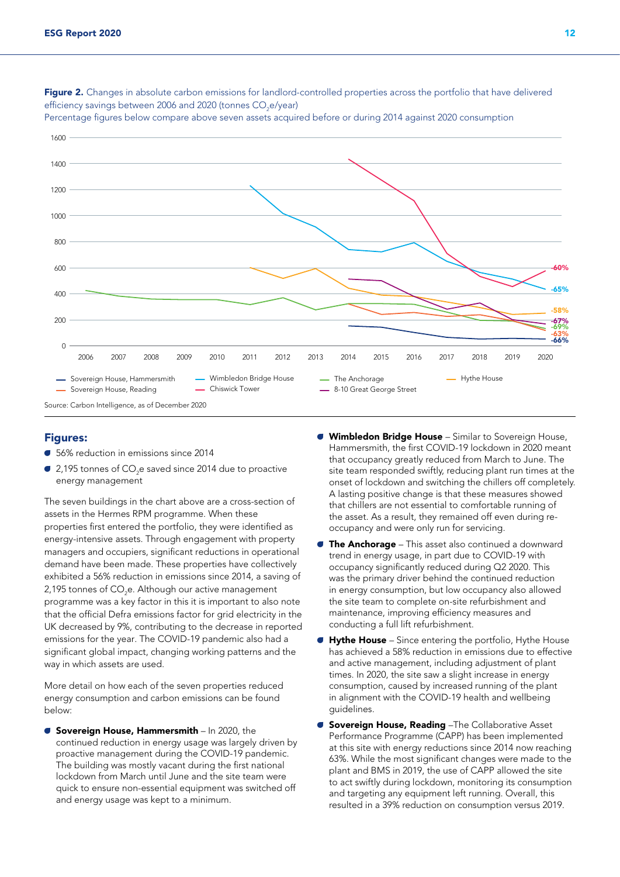**Figure 2.** Changes in absolute carbon emissions for landlord-controlled properties across the portfolio that have delivered efficiency savings between 2006 and 2020 (tonnes $CO_2e$/year)
Percentage figures below compare above seven assets acquired before or during 2014 against 2020 consumption

Source: Carbon Intelligence, as of December 2020

## Figures:

- 56% reduction in emissions since 2014
- 2,195 tonnes of $CO_2e$ saved since 2014 due to proactive energy management

The seven buildings in the chart above are a cross-section of assets in the Hermes RPM programme. When these properties first entered the portfolio, they were identified as energy-intensive assets. Through engagement with property managers and occupiers, significant reductions in operational demand have been made. These properties have collectively exhibited a 56% reduction in emissions since 2014, a saving of 2,195 tonnes of $CO_2e$. Although our active management programme was a key factor in this it is important to also note that the official Defra emissions factor for grid electricity in the UK decreased by 9%, contributing to the decrease in reported emissions for the year. The COVID-19 pandemic also had a significant global impact, changing working patterns and the way in which assets are used.

More detail on how each of the seven properties reduced energy consumption and carbon emissions can be found below:

- **Sovereign House, Hammersmith** – In 2020, the continued reduction in energy usage was largely driven by proactive management during the COVID-19 pandemic. The building was mostly vacant during the first national lockdown from March until June and the site team were quick to ensure non-essential equipment was switched off and energy usage was kept to a minimum.
- **Wimbledon Bridge House** – Similar to Sovereign House, Hammersmith, the first COVID-19 lockdown in 2020 meant that occupancy greatly reduced from March to June. The site team responded swiftly, reducing plant run times at the onset of lockdown and switching the chillers off completely. A lasting positive change is that these measures showed that chillers are not essential to comfortable running of the asset. As a result, they remained off even during re-occupancy and were only run for servicing.
- **The Anchorage** – This asset also continued a downward trend in energy usage, in part due to COVID-19 with occupancy significantly reduced during Q2 2020. This was the primary driver behind the continued reduction in energy consumption, but low occupancy also allowed the site team to complete on-site refurbishment and maintenance, improving efficiency measures and conducting a full lift refurbishment.
- **Hythe House** – Since entering the portfolio, Hythe House has achieved a 58% reduction in emissions due to effective and active management, including adjustment of plant times. In 2020, the site saw a slight increase in energy consumption, caused by increased running of the plant in alignment with the COVID-19 health and wellbeing guidelines.
- **Sovereign House, Reading** –The Collaborative Asset Performance Programme (CAPP) has been implemented at this site with energy reductions since 2014 now reaching 63%. While the most significant changes were made to the plant and BMS in 2019, the use of CAPP allowed the site to act swiftly during lockdown, monitoring its consumption and targeting any equipment left running. Overall, this resulted in a 39% reduction on consumption versus 2019.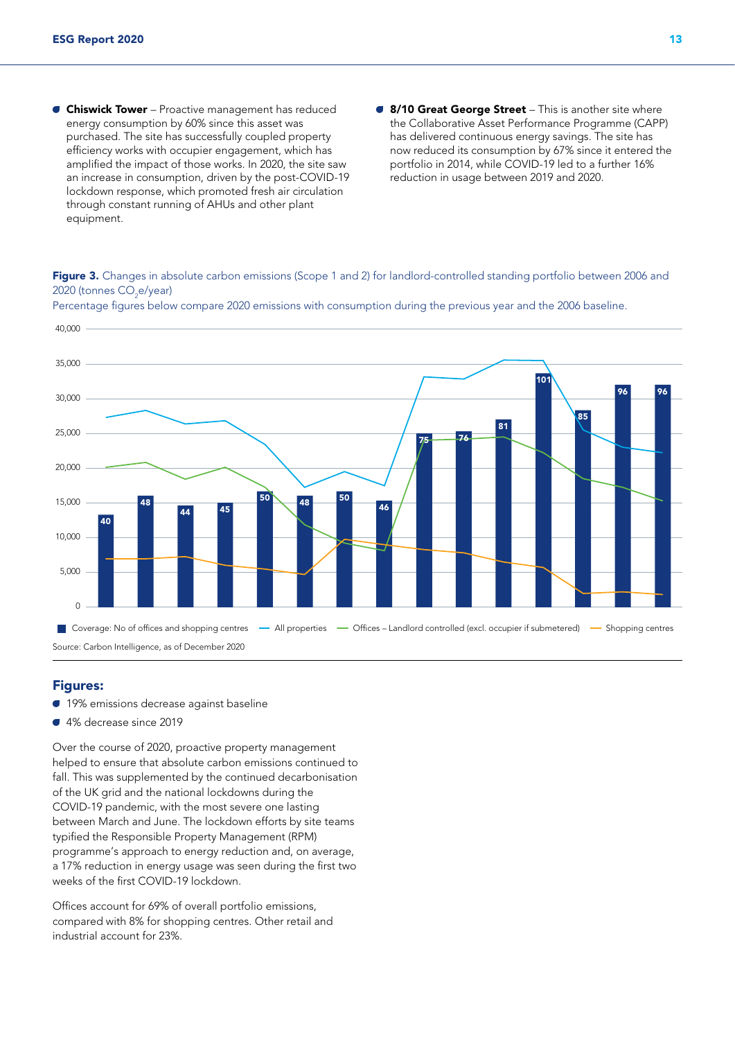- **Chiswick Tower** – Proactive management has reduced energy consumption by 60% since this asset was purchased. The site has successfully coupled property efficiency works with occupier engagement, which has amplified the impact of those works. In 2020, the site saw an increase in consumption, driven by the post-COVID-19 lockdown response, which promoted fresh air circulation through constant running of AHUs and other plant equipment.
- **8/10 Great George Street** – This is another site where the Collaborative Asset Performance Programme (CAPP) has delivered continuous energy savings. The site has now reduced its consumption by 67% since it entered the portfolio in 2014, while COVID-19 led to a further 16% reduction in usage between 2019 and 2020.

**Figure 3.** Changes in absolute carbon emissions (Scope 1 and 2) for landlord-controlled standing portfolio between 2006 and 2020 (tonnes $CO_2e$/year)

Percentage figures below compare 2020 emissions with consumption during the previous year and the 2006 baseline.

Coverage: No of offices and shopping centres: 40, 48, 44, 45, 50, 48, 50, 46, 75, 76, 81, 101, 85, 96, 96

Legend: Coverage: No of offices and shopping centres — All properties — Offices – Landlord controlled (excl. occupier if submetered) — Shopping centres

Source: Carbon Intelligence, as of December 2020

## Figures:

- 19% emissions decrease against baseline
- 4% decrease since 2019

Over the course of 2020, proactive property management helped to ensure that absolute carbon emissions continued to fall. This was supplemented by the continued decarbonisation of the UK grid and the national lockdowns during the COVID-19 pandemic, with the most severe one lasting between March and June. The lockdown efforts by site teams typified the Responsible Property Management (RPM) programme's approach to energy reduction and, on average, a 17% reduction in energy usage was seen during the first two weeks of the first COVID-19 lockdown.

Offices account for 69% of overall portfolio emissions, compared with 8% for shopping centres. Other retail and industrial account for 23%.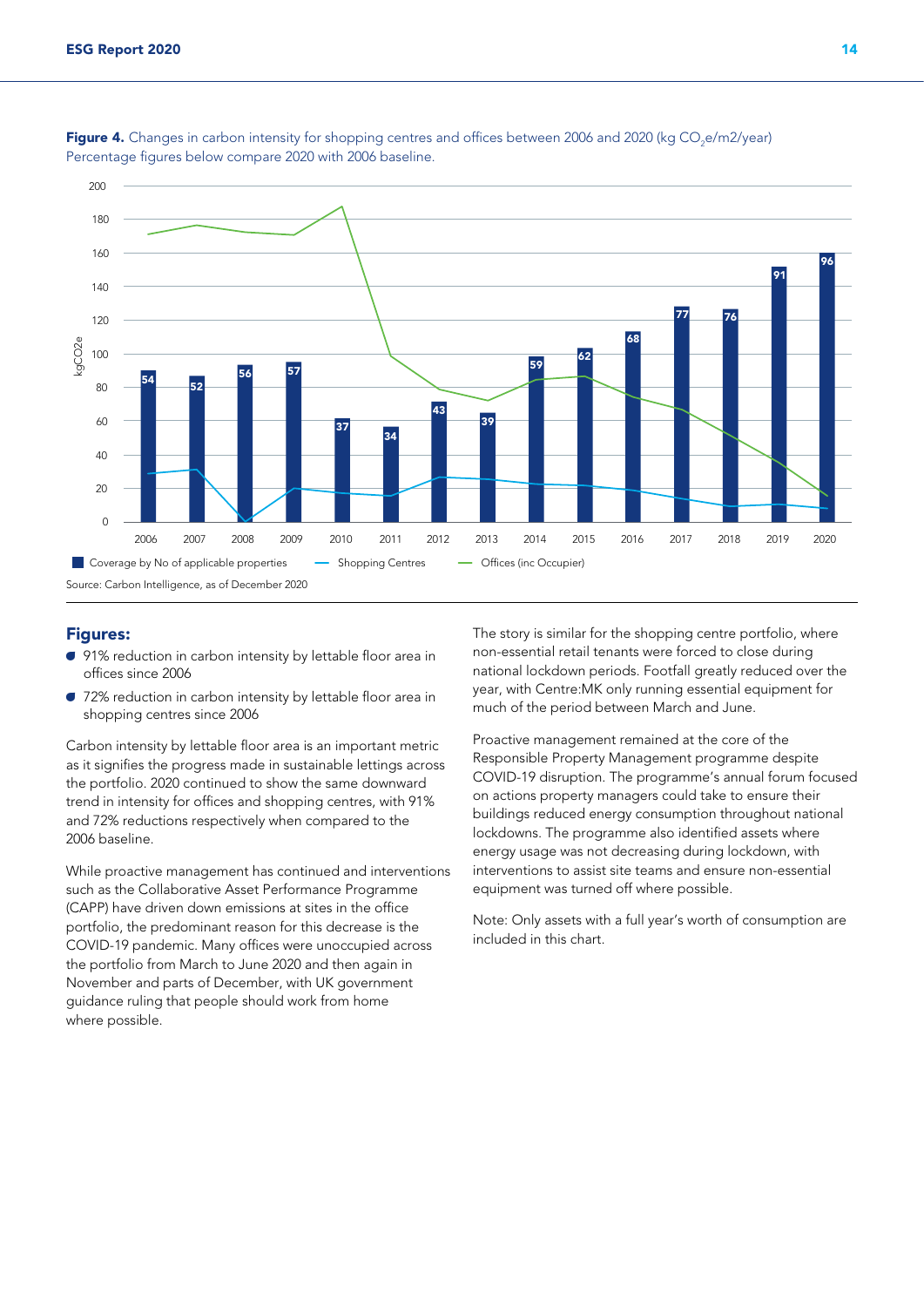**Figure 4.** Changes in carbon intensity for shopping centres and offices between 2006 and 2020 (kg $CO_2$e/m2/year) Percentage figures below compare 2020 with 2006 baseline.

Source: Carbon Intelligence, as of December 2020

## Figures:

- 91% reduction in carbon intensity by lettable floor area in offices since 2006
- 72% reduction in carbon intensity by lettable floor area in shopping centres since 2006

Carbon intensity by lettable floor area is an important metric as it signifies the progress made in sustainable lettings across the portfolio. 2020 continued to show the same downward trend in intensity for offices and shopping centres, with 91% and 72% reductions respectively when compared to the 2006 baseline.

While proactive management has continued and interventions such as the Collaborative Asset Performance Programme (CAPP) have driven down emissions at sites in the office portfolio, the predominant reason for this decrease is the COVID-19 pandemic. Many offices were unoccupied across the portfolio from March to June 2020 and then again in November and parts of December, with UK government guidance ruling that people should work from home where possible.

The story is similar for the shopping centre portfolio, where non-essential retail tenants were forced to close during national lockdown periods. Footfall greatly reduced over the year, with Centre:MK only running essential equipment for much of the period between March and June.

Proactive management remained at the core of the Responsible Property Management programme despite COVID-19 disruption. The programme's annual forum focused on actions property managers could take to ensure their buildings reduced energy consumption throughout national lockdowns. The programme also identified assets where energy usage was not decreasing during lockdown, with interventions to assist site teams and ensure non-essential equipment was turned off where possible.

Note: Only assets with a full year's worth of consumption are included in this chart.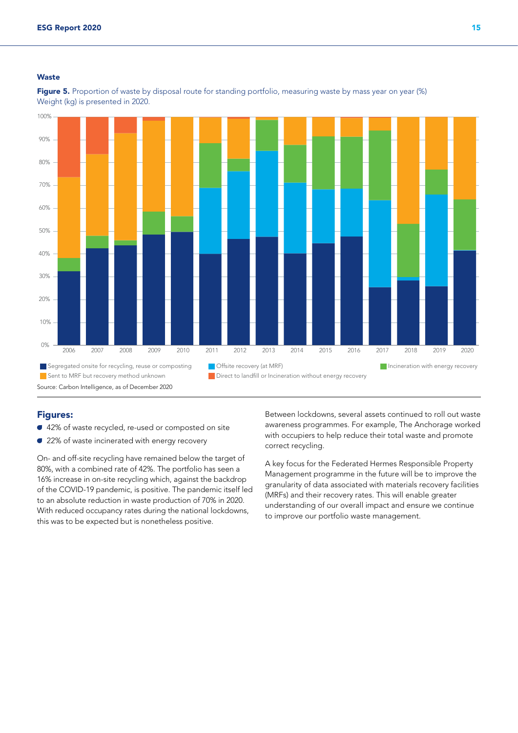## Waste

**Figure 5.** Proportion of waste by disposal route for standing portfolio, measuring waste by mass year on year (%) Weight (kg) is presented in 2020.

Source: Carbon Intelligence, as of December 2020

## Figures:

- 42% of waste recycled, re-used or composted on site
- 22% of waste incinerated with energy recovery

On- and off-site recycling have remained below the target of 80%, with a combined rate of 42%. The portfolio has seen a 16% increase in on-site recycling which, against the backdrop of the COVID-19 pandemic, is positive. The pandemic itself led to an absolute reduction in waste production of 70% in 2020. With reduced occupancy rates during the national lockdowns, this was to be expected but is nonetheless positive.

Between lockdowns, several assets continued to roll out waste awareness programmes. For example, The Anchorage worked with occupiers to help reduce their total waste and promote correct recycling.

A key focus for the Federated Hermes Responsible Property Management programme in the future will be to improve the granularity of data associated with materials recovery facilities (MRFs) and their recovery rates. This will enable greater understanding of our overall impact and ensure we continue to improve our portfolio waste management.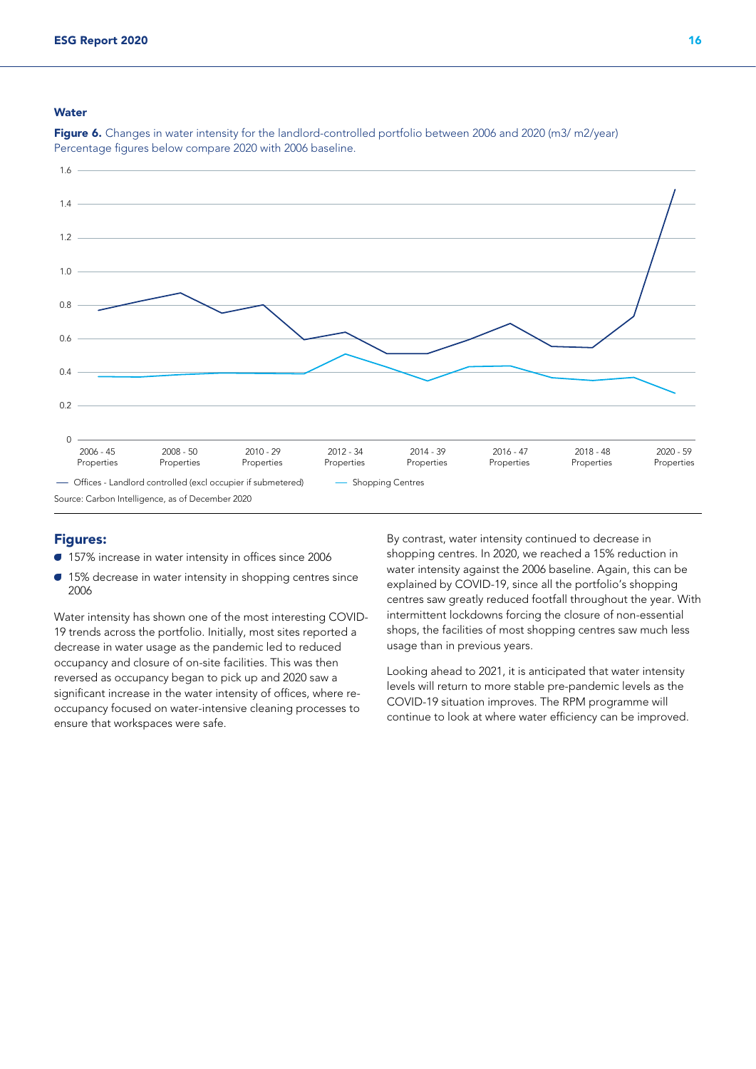## Water

**Figure 6.** Changes in water intensity for the landlord-controlled portfolio between 2006 and 2020 (m3/ m2/year) Percentage figures below compare 2020 with 2006 baseline.

Source: Carbon Intelligence, as of December 2020

## Figures:

- 157% increase in water intensity in offices since 2006
- 15% decrease in water intensity in shopping centres since 2006

Water intensity has shown one of the most interesting COVID-19 trends across the portfolio. Initially, most sites reported a decrease in water usage as the pandemic led to reduced occupancy and closure of on-site facilities. This was then reversed as occupancy began to pick up and 2020 saw a significant increase in the water intensity of offices, where re-occupancy focused on water-intensive cleaning processes to ensure that workspaces were safe.

By contrast, water intensity continued to decrease in shopping centres. In 2020, we reached a 15% reduction in water intensity against the 2006 baseline. Again, this can be explained by COVID-19, since all the portfolio's shopping centres saw greatly reduced footfall throughout the year. With intermittent lockdowns forcing the closure of non-essential shops, the facilities of most shopping centres saw much less usage than in previous years.

Looking ahead to 2021, it is anticipated that water intensity levels will return to more stable pre-pandemic levels as the COVID-19 situation improves. The RPM programme will continue to look at where water efficiency can be improved.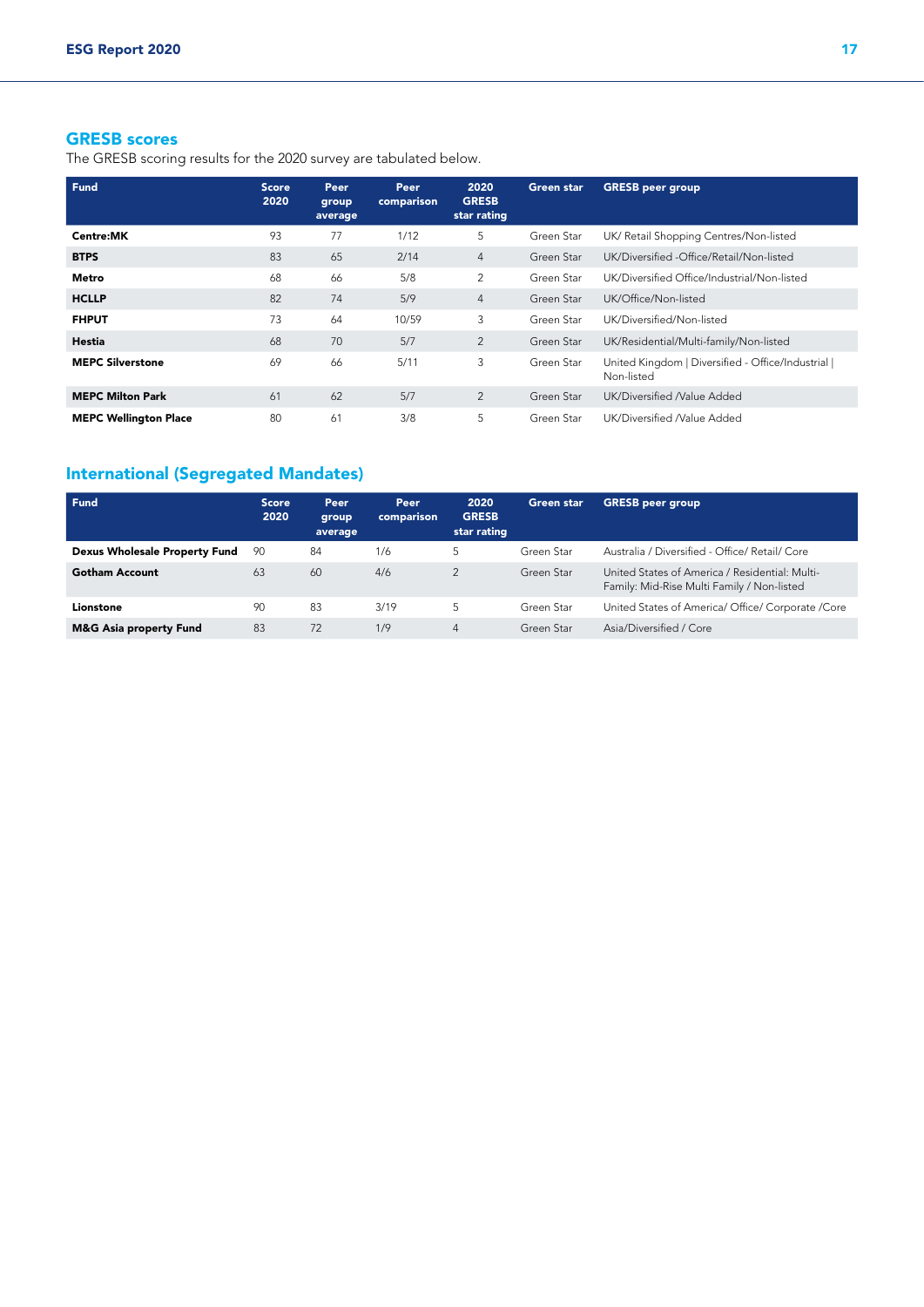## GRESB scores

The GRESB scoring results for the 2020 survey are tabulated below.

| Fund | Score 2020 | Peer group average | Peer comparison | 2020 GRESB star rating | Green star | GRESB peer group |
|---|---|---|---|---|---|---|
| **Centre:MK** | 93 | 77 | 1/12 | 5 | Green Star | UK/ Retail Shopping Centres/Non-listed |
| **BTPS** | 83 | 65 | 2/14 | 4 | Green Star | UK/Diversified -Office/Retail/Non-listed |
| **Metro** | 68 | 66 | 5/8 | 2 | Green Star | UK/Diversified Office/Industrial/Non-listed |
| **HCLLP** | 82 | 74 | 5/9 | 4 | Green Star | UK/Office/Non-listed |
| **FHPUT** | 73 | 64 | 10/59 | 3 | Green Star | UK/Diversified/Non-listed |
| **Hestia** | 68 | 70 | 5/7 | 2 | Green Star | UK/Residential/Multi-family/Non-listed |
| **MEPC Silverstone** | 69 | 66 | 5/11 | 3 | Green Star | United Kingdom \| Diversified - Office/Industrial \| Non-listed |
| **MEPC Milton Park** | 61 | 62 | 5/7 | 2 | Green Star | UK/Diversified /Value Added |
| **MEPC Wellington Place** | 80 | 61 | 3/8 | 5 | Green Star | UK/Diversified /Value Added |

## International (Segregated Mandates)

| Fund | Score 2020 | Peer group average | Peer comparison | 2020 GRESB star rating | Green star | GRESB peer group |
|---|---|---|---|---|---|---|
| **Dexus Wholesale Property Fund** | 90 | 84 | 1/6 | 5 | Green Star | Australia / Diversified - Office/ Retail/ Core |
| **Gotham Account** | 63 | 60 | 4/6 | 2 | Green Star | United States of America / Residential: Multi-Family: Mid-Rise Multi Family / Non-listed |
| **Lionstone** | 90 | 83 | 3/19 | 5 | Green Star | United States of America/ Office/ Corporate /Core |
| **M&G Asia property Fund** | 83 | 72 | 1/9 | 4 | Green Star | Asia/Diversified / Core |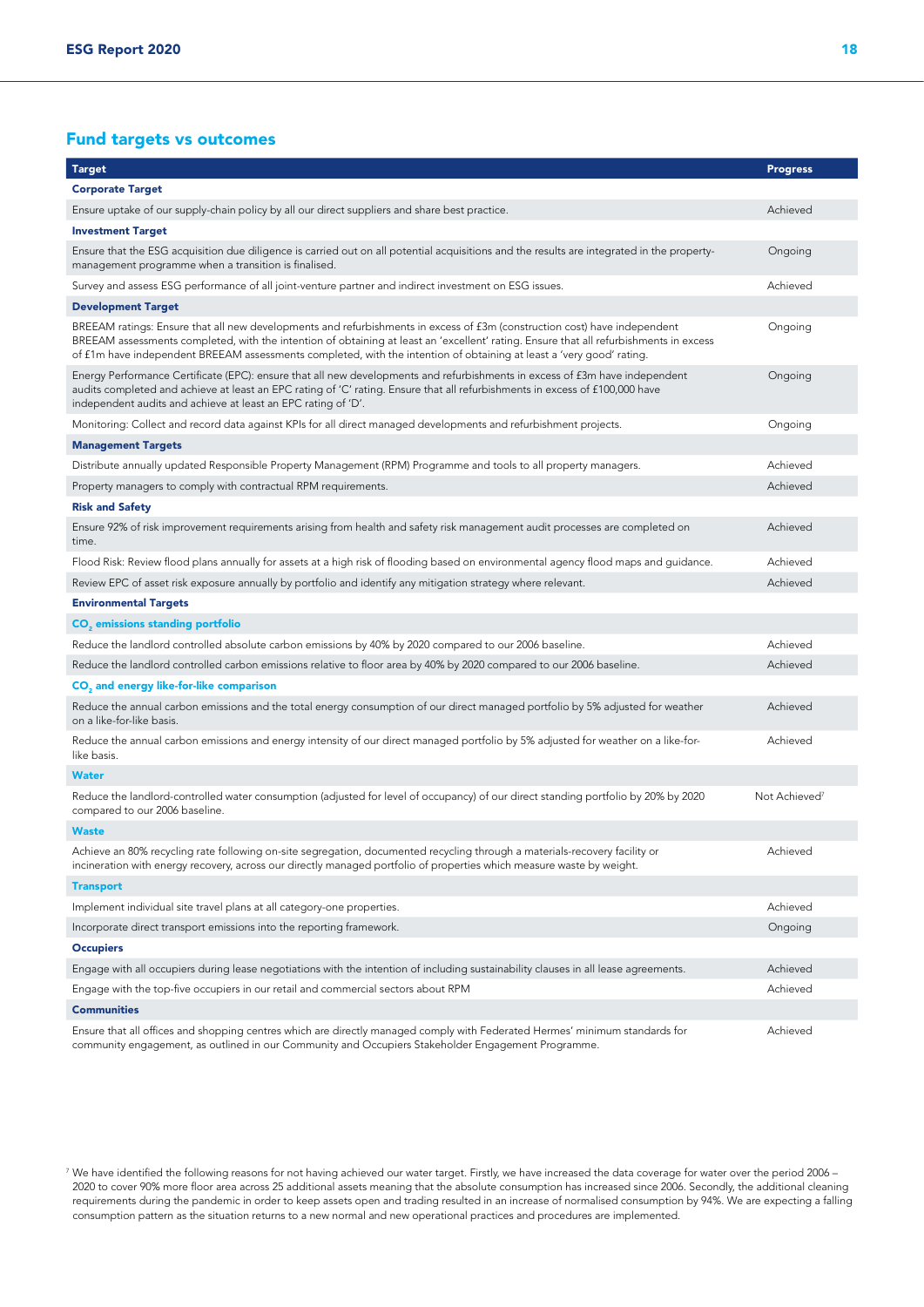## Fund targets vs outcomes

| Target | Progress |
|---|---|
| **Corporate Target** | |
| Ensure uptake of our supply-chain policy by all our direct suppliers and share best practice. | Achieved |
| **Investment Target** | |
| Ensure that the ESG acquisition due diligence is carried out on all potential acquisitions and the results are integrated in the property-management programme when a transition is finalised. | Ongoing |
| Survey and assess ESG performance of all joint-venture partner and indirect investment on ESG issues. | Achieved |
| **Development Target** | |
| BREEAM ratings: Ensure that all new developments and refurbishments in excess of £3m (construction cost) have independent BREEAM assessments completed, with the intention of obtaining at least an 'excellent' rating. Ensure that all refurbishments in excess of £1m have independent BREEAM assessments completed, with the intention of obtaining at least a 'very good' rating. | Ongoing |
| Energy Performance Certificate (EPC): ensure that all new developments and refurbishments in excess of £3m have independent audits completed and achieve at least an EPC rating of 'C' rating. Ensure that all refurbishments in excess of £100,000 have independent audits and achieve at least an EPC rating of 'D'. | Ongoing |
| Monitoring: Collect and record data against KPIs for all direct managed developments and refurbishment projects. | Ongoing |
| **Management Targets** | |
| Distribute annually updated Responsible Property Management (RPM) Programme and tools to all property managers. | Achieved |
| Property managers to comply with contractual RPM requirements. | Achieved |
| **Risk and Safety** | |
| Ensure 92% of risk improvement requirements arising from health and safety risk management audit processes are completed on time. | Achieved |
| Flood Risk: Review flood plans annually for assets at a high risk of flooding based on environmental agency flood maps and guidance. | Achieved |
| Review EPC of asset risk exposure annually by portfolio and identify any mitigation strategy where relevant. | Achieved |
| **Environmental Targets** | |
| **$CO_2$ emissions standing portfolio** | |
| Reduce the landlord controlled absolute carbon emissions by 40% by 2020 compared to our 2006 baseline. | Achieved |
| Reduce the landlord controlled carbon emissions relative to floor area by 40% by 2020 compared to our 2006 baseline. | Achieved |
| **$CO_2$ and energy like-for-like comparison** | |
| Reduce the annual carbon emissions and the total energy consumption of our direct managed portfolio by 5% adjusted for weather on a like-for-like basis. | Achieved |
| Reduce the annual carbon emissions and energy intensity of our direct managed portfolio by 5% adjusted for weather on a like-for-like basis. | Achieved |
| **Water** | |
| Reduce the landlord-controlled water consumption (adjusted for level of occupancy) of our direct standing portfolio by 20% by 2020 compared to our 2006 baseline. | Not Achieved[7] |
| **Waste** | |
| Achieve an 80% recycling rate following on-site segregation, documented recycling through a materials-recovery facility or incineration with energy recovery, across our directly managed portfolio of properties which measure waste by weight. | Achieved |
| **Transport** | |
| Implement individual site travel plans at all category-one properties. | Achieved |
| Incorporate direct transport emissions into the reporting framework. | Ongoing |
| **Occupiers** | |
| Engage with all occupiers during lease negotiations with the intention of including sustainability clauses in all lease agreements. | Achieved |
| Engage with the top-five occupiers in our retail and commercial sectors about RPM | Achieved |
| **Communities** | |
| Ensure that all offices and shopping centres which are directly managed comply with Federated Hermes' minimum standards for community engagement, as outlined in our Community and Occupiers Stakeholder Engagement Programme. | Achieved |

[7] We have identified the following reasons for not having achieved our water target. Firstly, we have increased the data coverage for water over the period 2006 – 2020 to cover 90% more floor area across 25 additional assets meaning that the absolute consumption has increased since 2006. Secondly, the additional cleaning requirements during the pandemic in order to keep assets open and trading resulted in an increase of normalised consumption by 94%. We are expecting a falling consumption pattern as the situation returns to a new normal and new operational practices and procedures are implemented.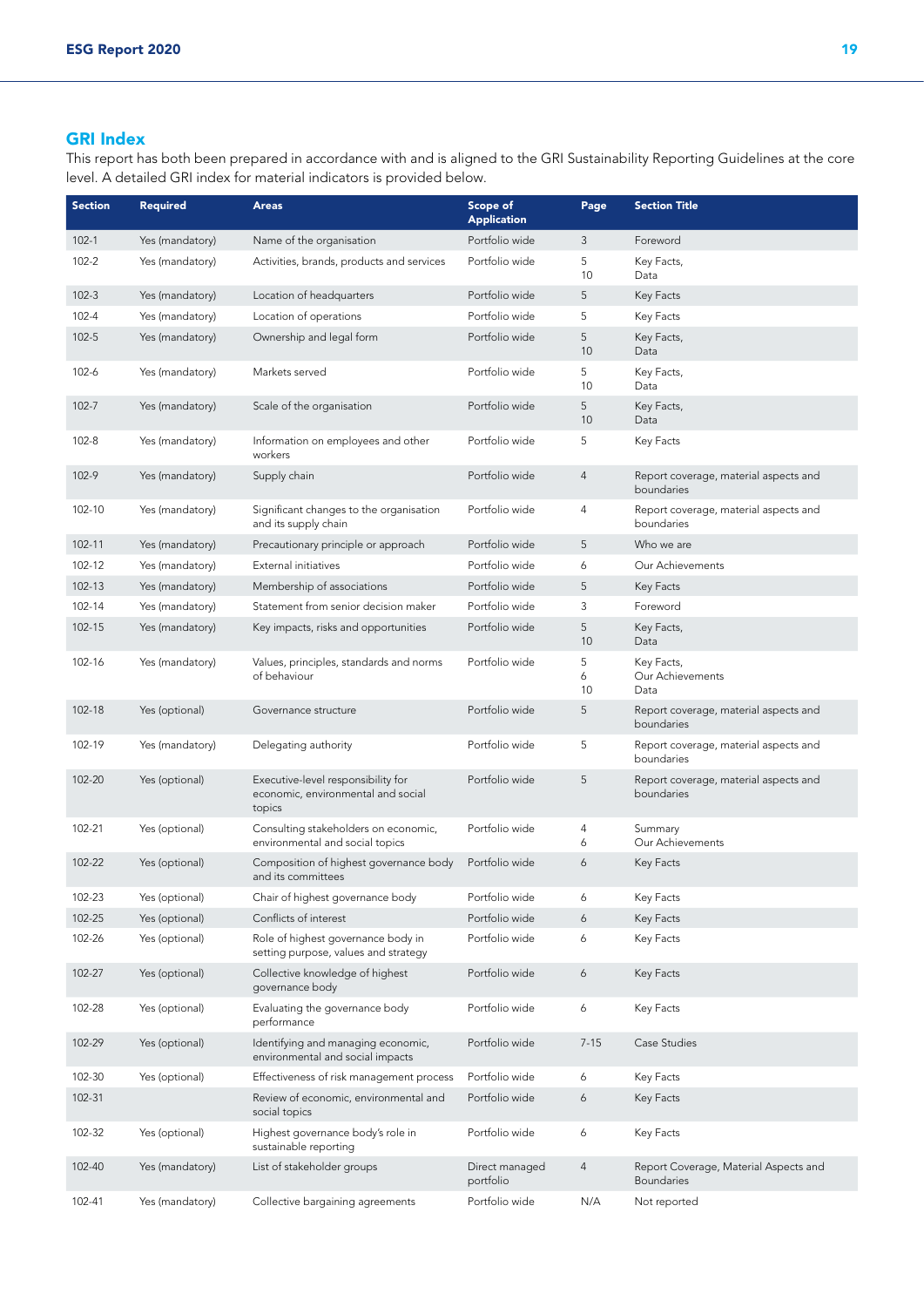## GRI Index

This report has both been prepared in accordance with and is aligned to the GRI Sustainability Reporting Guidelines at the core level. A detailed GRI index for material indicators is provided below.

| Section | Required | Areas | Scope of Application | Page | Section Title |
|---|---|---|---|---|---|
| 102-1 | Yes (mandatory) | Name of the organisation | Portfolio wide | 3 | Foreword |
| 102-2 | Yes (mandatory) | Activities, brands, products and services | Portfolio wide | 5<br>10 | Key Facts,<br>Data |
| 102-3 | Yes (mandatory) | Location of headquarters | Portfolio wide | 5 | Key Facts |
| 102-4 | Yes (mandatory) | Location of operations | Portfolio wide | 5 | Key Facts |
| 102-5 | Yes (mandatory) | Ownership and legal form | Portfolio wide | 5<br>10 | Key Facts,<br>Data |
| 102-6 | Yes (mandatory) | Markets served | Portfolio wide | 5<br>10 | Key Facts,<br>Data |
| 102-7 | Yes (mandatory) | Scale of the organisation | Portfolio wide | 5<br>10 | Key Facts,<br>Data |
| 102-8 | Yes (mandatory) | Information on employees and other workers | Portfolio wide | 5 | Key Facts |
| 102-9 | Yes (mandatory) | Supply chain | Portfolio wide | 4 | Report coverage, material aspects and boundaries |
| 102-10 | Yes (mandatory) | Significant changes to the organisation and its supply chain | Portfolio wide | 4 | Report coverage, material aspects and boundaries |
| 102-11 | Yes (mandatory) | Precautionary principle or approach | Portfolio wide | 5 | Who we are |
| 102-12 | Yes (mandatory) | External initiatives | Portfolio wide | 6 | Our Achievements |
| 102-13 | Yes (mandatory) | Membership of associations | Portfolio wide | 5 | Key Facts |
| 102-14 | Yes (mandatory) | Statement from senior decision maker | Portfolio wide | 3 | Foreword |
| 102-15 | Yes (mandatory) | Key impacts, risks and opportunities | Portfolio wide | 5<br>10 | Key Facts,<br>Data |
| 102-16 | Yes (mandatory) | Values, principles, standards and norms of behaviour | Portfolio wide | 5<br>6<br>10 | Key Facts,<br>Our Achievements<br>Data |
| 102-18 | Yes (optional) | Governance structure | Portfolio wide | 5 | Report coverage, material aspects and boundaries |
| 102-19 | Yes (mandatory) | Delegating authority | Portfolio wide | 5 | Report coverage, material aspects and boundaries |
| 102-20 | Yes (optional) | Executive-level responsibility for economic, environmental and social topics | Portfolio wide | 5 | Report coverage, material aspects and boundaries |
| 102-21 | Yes (optional) | Consulting stakeholders on economic, environmental and social topics | Portfolio wide | 4<br>6 | Summary<br>Our Achievements |
| 102-22 | Yes (optional) | Composition of highest governance body and its committees | Portfolio wide | 6 | Key Facts |
| 102-23 | Yes (optional) | Chair of highest governance body | Portfolio wide | 6 | Key Facts |
| 102-25 | Yes (optional) | Conflicts of interest | Portfolio wide | 6 | Key Facts |
| 102-26 | Yes (optional) | Role of highest governance body in setting purpose, values and strategy | Portfolio wide | 6 | Key Facts |
| 102-27 | Yes (optional) | Collective knowledge of highest governance body | Portfolio wide | 6 | Key Facts |
| 102-28 | Yes (optional) | Evaluating the governance body performance | Portfolio wide | 6 | Key Facts |
| 102-29 | Yes (optional) | Identifying and managing economic, environmental and social impacts | Portfolio wide | 7-15 | Case Studies |
| 102-30 | Yes (optional) | Effectiveness of risk management process | Portfolio wide | 6 | Key Facts |
| 102-31 | | Review of economic, environmental and social topics | Portfolio wide | 6 | Key Facts |
| 102-32 | Yes (optional) | Highest governance body's role in sustainable reporting | Portfolio wide | 6 | Key Facts |
| 102-40 | Yes (mandatory) | List of stakeholder groups | Direct managed portfolio | 4 | Report Coverage, Material Aspects and Boundaries |
| 102-41 | Yes (mandatory) | Collective bargaining agreements | Portfolio wide | N/A | Not reported |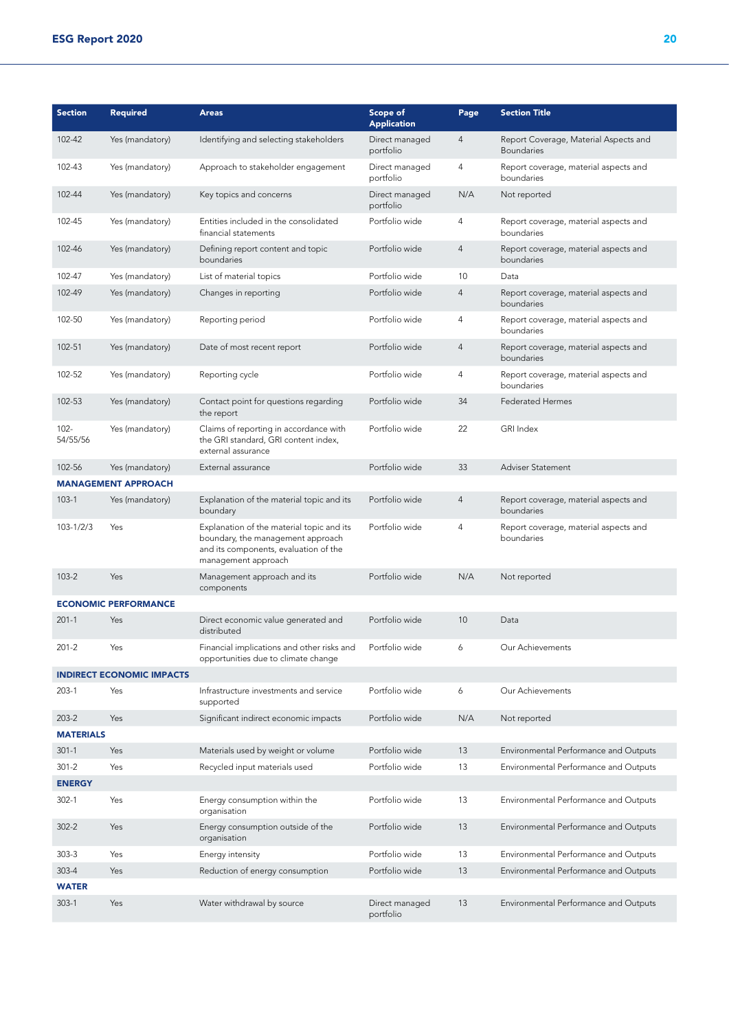| Section | Required | Areas | Scope of Application | Page | Section Title |
|---|---|---|---|---|---|
| 102-42 | Yes (mandatory) | Identifying and selecting stakeholders | Direct managed portfolio | 4 | Report Coverage, Material Aspects and Boundaries |
| 102-43 | Yes (mandatory) | Approach to stakeholder engagement | Direct managed portfolio | 4 | Report coverage, material aspects and boundaries |
| 102-44 | Yes (mandatory) | Key topics and concerns | Direct managed portfolio | N/A | Not reported |
| 102-45 | Yes (mandatory) | Entities included in the consolidated financial statements | Portfolio wide | 4 | Report coverage, material aspects and boundaries |
| 102-46 | Yes (mandatory) | Defining report content and topic boundaries | Portfolio wide | 4 | Report coverage, material aspects and boundaries |
| 102-47 | Yes (mandatory) | List of material topics | Portfolio wide | 10 | Data |
| 102-49 | Yes (mandatory) | Changes in reporting | Portfolio wide | 4 | Report coverage, material aspects and boundaries |
| 102-50 | Yes (mandatory) | Reporting period | Portfolio wide | 4 | Report coverage, material aspects and boundaries |
| 102-51 | Yes (mandatory) | Date of most recent report | Portfolio wide | 4 | Report coverage, material aspects and boundaries |
| 102-52 | Yes (mandatory) | Reporting cycle | Portfolio wide | 4 | Report coverage, material aspects and boundaries |
| 102-53 | Yes (mandatory) | Contact point for questions regarding the report | Portfolio wide | 34 | Federated Hermes |
| 102-54/55/56 | Yes (mandatory) | Claims of reporting in accordance with the GRI standard, GRI content index, external assurance | Portfolio wide | 22 | GRI Index |
| 102-56 | Yes (mandatory) | External assurance | Portfolio wide | 33 | Adviser Statement |
| **MANAGEMENT APPROACH** | | | | | |
| 103-1 | Yes (mandatory) | Explanation of the material topic and its boundary | Portfolio wide | 4 | Report coverage, material aspects and boundaries |
| 103-1/2/3 | Yes | Explanation of the material topic and its boundary, the management approach and its components, evaluation of the management approach | Portfolio wide | 4 | Report coverage, material aspects and boundaries |
| 103-2 | Yes | Management approach and its components | Portfolio wide | N/A | Not reported |
| **ECONOMIC PERFORMANCE** | | | | | |
| 201-1 | Yes | Direct economic value generated and distributed | Portfolio wide | 10 | Data |
| 201-2 | Yes | Financial implications and other risks and opportunities due to climate change | Portfolio wide | 6 | Our Achievements |
| **INDIRECT ECONOMIC IMPACTS** | | | | | |
| 203-1 | Yes | Infrastructure investments and service supported | Portfolio wide | 6 | Our Achievements |
| 203-2 | Yes | Significant indirect economic impacts | Portfolio wide | N/A | Not reported |
| **MATERIALS** | | | | | |
| 301-1 | Yes | Materials used by weight or volume | Portfolio wide | 13 | Environmental Performance and Outputs |
| 301-2 | Yes | Recycled input materials used | Portfolio wide | 13 | Environmental Performance and Outputs |
| **ENERGY** | | | | | |
| 302-1 | Yes | Energy consumption within the organisation | Portfolio wide | 13 | Environmental Performance and Outputs |
| 302-2 | Yes | Energy consumption outside of the organisation | Portfolio wide | 13 | Environmental Performance and Outputs |
| 303-3 | Yes | Energy intensity | Portfolio wide | 13 | Environmental Performance and Outputs |
| 303-4 | Yes | Reduction of energy consumption | Portfolio wide | 13 | Environmental Performance and Outputs |
| **WATER** | | | | | |
| 303-1 | Yes | Water withdrawal by source | Direct managed portfolio | 13 | Environmental Performance and Outputs |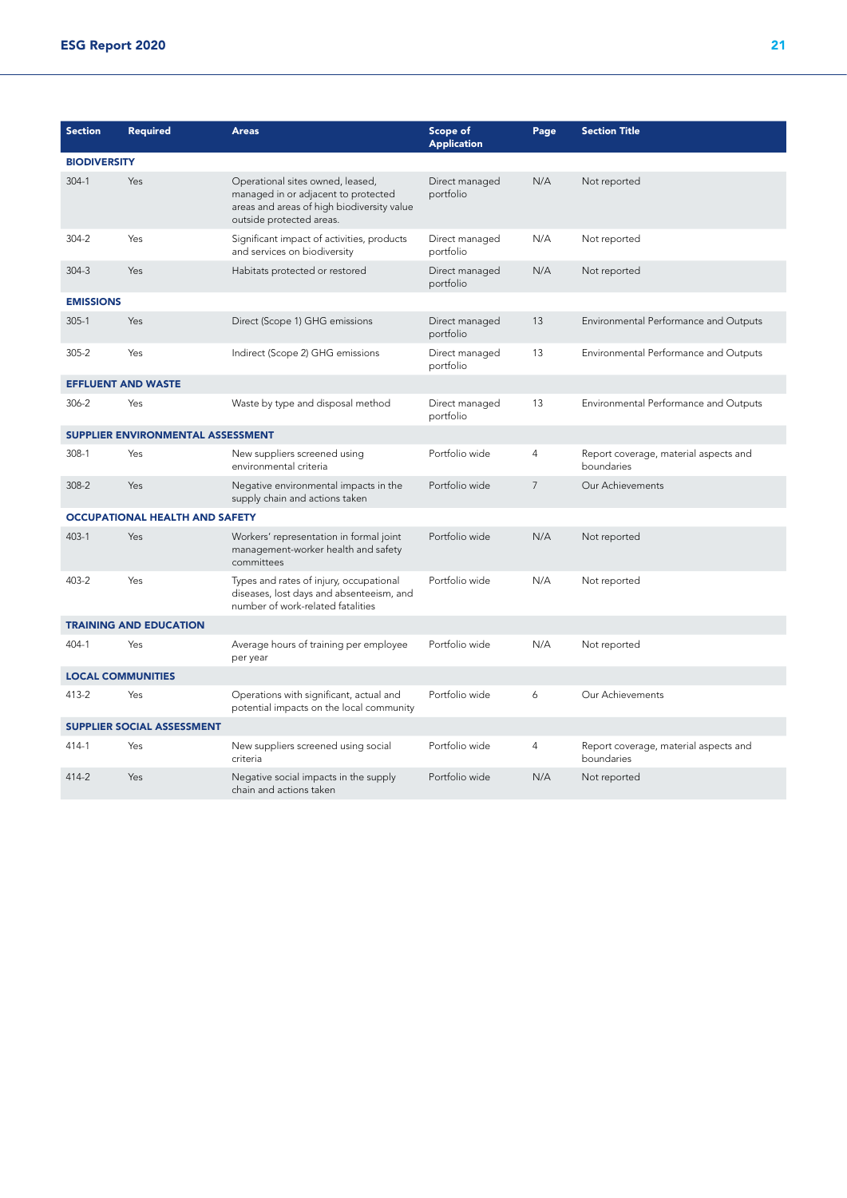| Section | Required | Areas | Scope of Application | Page | Section Title |
|---|---|---|---|---|---|
| **BIODIVERSITY** | | | | | |
| 304-1 | Yes | Operational sites owned, leased, managed in or adjacent to protected areas and areas of high biodiversity value outside protected areas. | Direct managed portfolio | N/A | Not reported |
| 304-2 | Yes | Significant impact of activities, products and services on biodiversity | Direct managed portfolio | N/A | Not reported |
| 304-3 | Yes | Habitats protected or restored | Direct managed portfolio | N/A | Not reported |
| **EMISSIONS** | | | | | |
| 305-1 | Yes | Direct (Scope 1) GHG emissions | Direct managed portfolio | 13 | Environmental Performance and Outputs |
| 305-2 | Yes | Indirect (Scope 2) GHG emissions | Direct managed portfolio | 13 | Environmental Performance and Outputs |
| **EFFLUENT AND WASTE** | | | | | |
| 306-2 | Yes | Waste by type and disposal method | Direct managed portfolio | 13 | Environmental Performance and Outputs |
| **SUPPLIER ENVIRONMENTAL ASSESSMENT** | | | | | |
| 308-1 | Yes | New suppliers screened using environmental criteria | Portfolio wide | 4 | Report coverage, material aspects and boundaries |
| 308-2 | Yes | Negative environmental impacts in the supply chain and actions taken | Portfolio wide | 7 | Our Achievements |
| **OCCUPATIONAL HEALTH AND SAFETY** | | | | | |
| 403-1 | Yes | Workers' representation in formal joint management-worker health and safety committees | Portfolio wide | N/A | Not reported |
| 403-2 | Yes | Types and rates of injury, occupational diseases, lost days and absenteeism, and number of work-related fatalities | Portfolio wide | N/A | Not reported |
| **TRAINING AND EDUCATION** | | | | | |
| 404-1 | Yes | Average hours of training per employee per year | Portfolio wide | N/A | Not reported |
| **LOCAL COMMUNITIES** | | | | | |
| 413-2 | Yes | Operations with significant, actual and potential impacts on the local community | Portfolio wide | 6 | Our Achievements |
| **SUPPLIER SOCIAL ASSESSMENT** | | | | | |
| 414-1 | Yes | New suppliers screened using social criteria | Portfolio wide | 4 | Report coverage, material aspects and boundaries |
| 414-2 | Yes | Negative social impacts in the supply chain and actions taken | Portfolio wide | N/A | Not reported |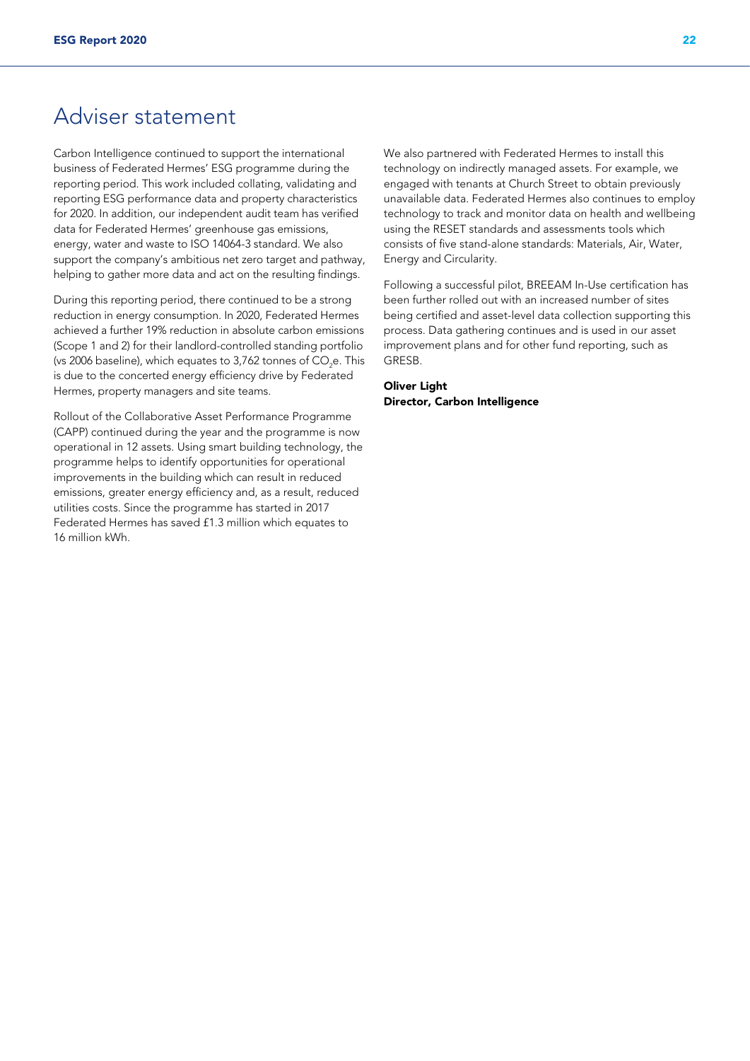# Adviser statement

Carbon Intelligence continued to support the international business of Federated Hermes' ESG programme during the reporting period. This work included collating, validating and reporting ESG performance data and property characteristics for 2020. In addition, our independent audit team has verified data for Federated Hermes' greenhouse gas emissions, energy, water and waste to ISO 14064-3 standard. We also support the company's ambitious net zero target and pathway, helping to gather more data and act on the resulting findings.

During this reporting period, there continued to be a strong reduction in energy consumption. In 2020, Federated Hermes achieved a further 19% reduction in absolute carbon emissions (Scope 1 and 2) for their landlord-controlled standing portfolio (vs 2006 baseline), which equates to 3,762 tonnes of $CO_2e$. This is due to the concerted energy efficiency drive by Federated Hermes, property managers and site teams.

Rollout of the Collaborative Asset Performance Programme (CAPP) continued during the year and the programme is now operational in 12 assets. Using smart building technology, the programme helps to identify opportunities for operational improvements in the building which can result in reduced emissions, greater energy efficiency and, as a result, reduced utilities costs. Since the programme has started in 2017 Federated Hermes has saved £1.3 million which equates to 16 million kWh.

We also partnered with Federated Hermes to install this technology on indirectly managed assets. For example, we engaged with tenants at Church Street to obtain previously unavailable data. Federated Hermes also continues to employ technology to track and monitor data on health and wellbeing using the RESET standards and assessments tools which consists of five stand-alone standards: Materials, Air, Water, Energy and Circularity.

Following a successful pilot, BREEAM In-Use certification has been further rolled out with an increased number of sites being certified and asset-level data collection supporting this process. Data gathering continues and is used in our asset improvement plans and for other fund reporting, such as GRESB.

**Oliver Light**
**Director, Carbon Intelligence**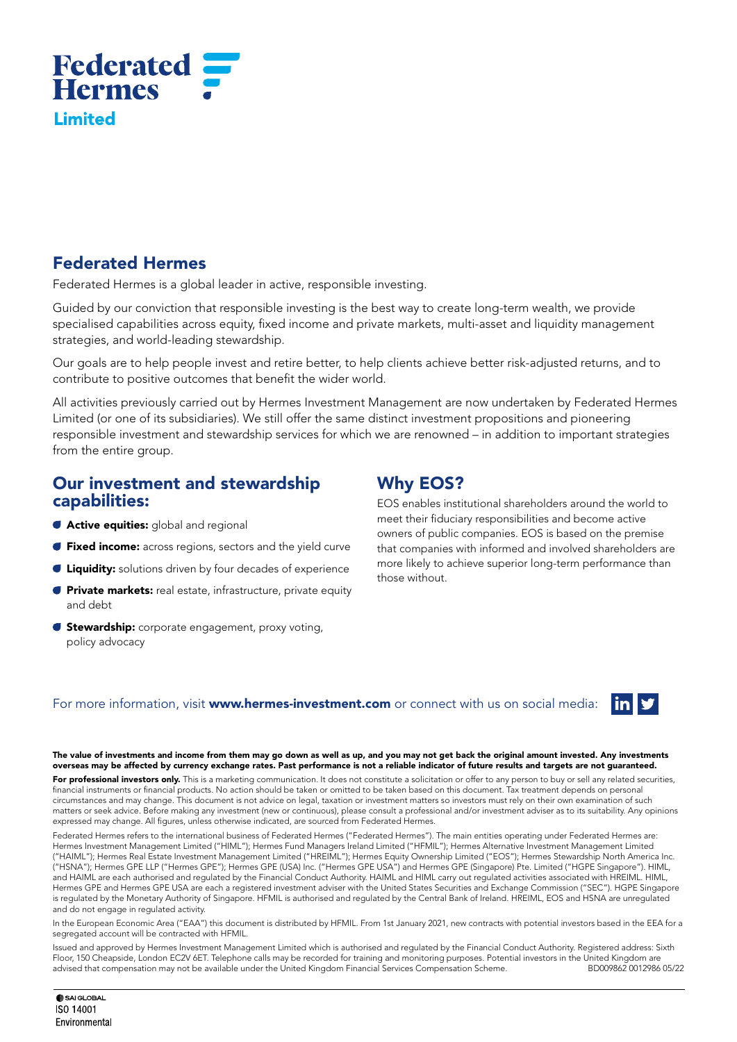Federated Hermes

Limited

## Federated Hermes

Federated Hermes is a global leader in active, responsible investing.

Guided by our conviction that responsible investing is the best way to create long-term wealth, we provide specialised capabilities across equity, fixed income and private markets, multi-asset and liquidity management strategies, and world-leading stewardship.

Our goals are to help people invest and retire better, to help clients achieve better risk-adjusted returns, and to contribute to positive outcomes that benefit the wider world.

All activities previously carried out by Hermes Investment Management are now undertaken by Federated Hermes Limited (or one of its subsidiaries). We still offer the same distinct investment propositions and pioneering responsible investment and stewardship services for which we are renowned – in addition to important strategies from the entire group.

## Our investment and stewardship capabilities:

- **Active equities:** global and regional
- **Fixed income:** across regions, sectors and the yield curve
- **Liquidity:** solutions driven by four decades of experience
- **Private markets:** real estate, infrastructure, private equity and debt
- **Stewardship:** corporate engagement, proxy voting, policy advocacy

## Why EOS?

EOS enables institutional shareholders around the world to meet their fiduciary responsibilities and become active owners of public companies. EOS is based on the premise that companies with informed and involved shareholders are more likely to achieve superior long-term performance than those without.

For more information, visit **www.hermes-investment.com** or connect with us on social media:

**The value of investments and income from them may go down as well as up, and you may not get back the original amount invested. Any investments overseas may be affected by currency exchange rates. Past performance is not a reliable indicator of future results and targets are not guaranteed.**

**For professional investors only.** This is a marketing communication. It does not constitute a solicitation or offer to any person to buy or sell any related securities, financial instruments or financial products. No action should be taken or omitted to be taken based on this document. Tax treatment depends on personal circumstances and may change. This document is not advice on legal, taxation or investment matters so investors must rely on their own examination of such matters or seek advice. Before making any investment (new or continuous), please consult a professional and/or investment adviser as to its suitability. Any opinions expressed may change. All figures, unless otherwise indicated, are sourced from Federated Hermes.

Federated Hermes refers to the international business of Federated Hermes ("Federated Hermes"). The main entities operating under Federated Hermes are: Hermes Investment Management Limited ("HIML"); Hermes Fund Managers Ireland Limited ("HFMIL"); Hermes Alternative Investment Management Limited ("HAIML"); Hermes Real Estate Investment Management Limited ("HREIML"); Hermes Equity Ownership Limited ("EOS"); Hermes Stewardship North America Inc. ("HSNA"); Hermes GPE LLP ("Hermes GPE"); Hermes GPE (USA) Inc. ("Hermes GPE USA") and Hermes GPE (Singapore) Pte. Limited ("HGPE Singapore"). HIML, and HAIML are each authorised and regulated by the Financial Conduct Authority. HAIML and HIML carry out regulated activities associated with HREIML. HIML, Hermes GPE and Hermes GPE USA are each a registered investment adviser with the United States Securities and Exchange Commission ("SEC"). HGPE Singapore is regulated by the Monetary Authority of Singapore. HFMIL is authorised and regulated by the Central Bank of Ireland. HREIML, EOS and HSNA are unregulated and do not engage in regulated activity.

In the European Economic Area ("EAA") this document is distributed by HFMIL. From 1st January 2021, new contracts with potential investors based in the EEA for a segregated account will be contracted with HFMIL.

Issued and approved by Hermes Investment Management Limited which is authorised and regulated by the Financial Conduct Authority. Registered address: Sixth Floor, 150 Cheapside, London EC2V 6ET. Telephone calls may be recorded for training and monitoring purposes. Potential investors in the United Kingdom are advised that compensation may not be available under the United Kingdom Financial Services Compensation Scheme. BD009862 0012986 05/22

SAI GLOBAL
ISO 14001
Environmental